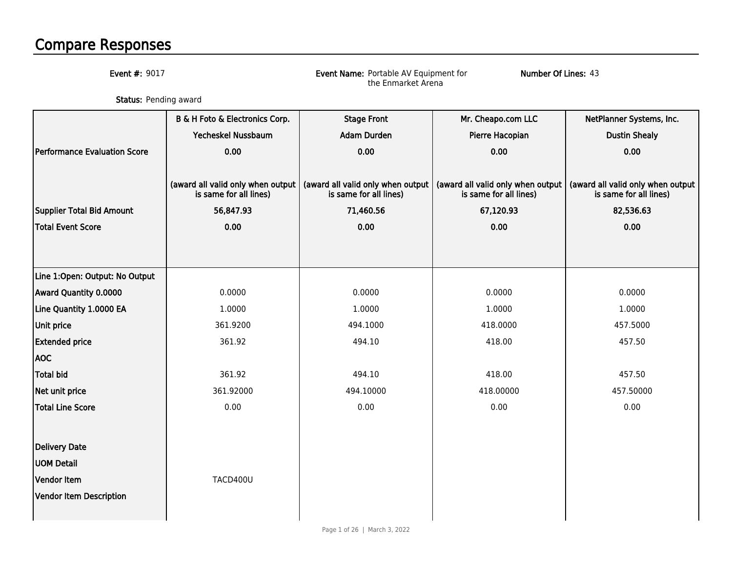# Compare Responses

**Event #:** 9017

**Event Name:** Portable AV Equipment for the Enmarket Arena

**Number Of Lines:** 43

**Status:** Pending award

| | B & H Foto & Electronics Corp. | Stage Front | Mr. Cheapo.com LLC | NetPlanner Systems, Inc. |
|---|---|---|---|---|
| | Yecheskel Nussbaum | Adam Durden | Pierre Hacopian | Dustin Shealy |
| Performance Evaluation Score | 0.00 | 0.00 | 0.00 | 0.00 |
| | (award all valid only when output is same for all lines) | (award all valid only when output is same for all lines) | (award all valid only when output is same for all lines) | (award all valid only when output is same for all lines) |
| Supplier Total Bid Amount | 56,847.93 | 71,460.56 | 67,120.93 | 82,536.63 |
| Total Event Score | 0.00 | 0.00 | 0.00 | 0.00 |
| Line 1:Open: Output: No Output | | | | |
| Award Quantity 0.0000 | 0.0000 | 0.0000 | 0.0000 | 0.0000 |
| Line Quantity 1.0000 EA | 1.0000 | 1.0000 | 1.0000 | 1.0000 |
| Unit price | 361.9200 | 494.1000 | 418.0000 | 457.5000 |
| Extended price | 361.92 | 494.10 | 418.00 | 457.50 |
| AOC | | | | |
| Total bid | 361.92 | 494.10 | 418.00 | 457.50 |
| Net unit price | 361.92000 | 494.10000 | 418.00000 | 457.50000 |
| Total Line Score | 0.00 | 0.00 | 0.00 | 0.00 |
| Delivery Date | | | | |
| UOM Detail | | | | |
| Vendor Item | TACD400U | | | |
| Vendor Item Description | | | | |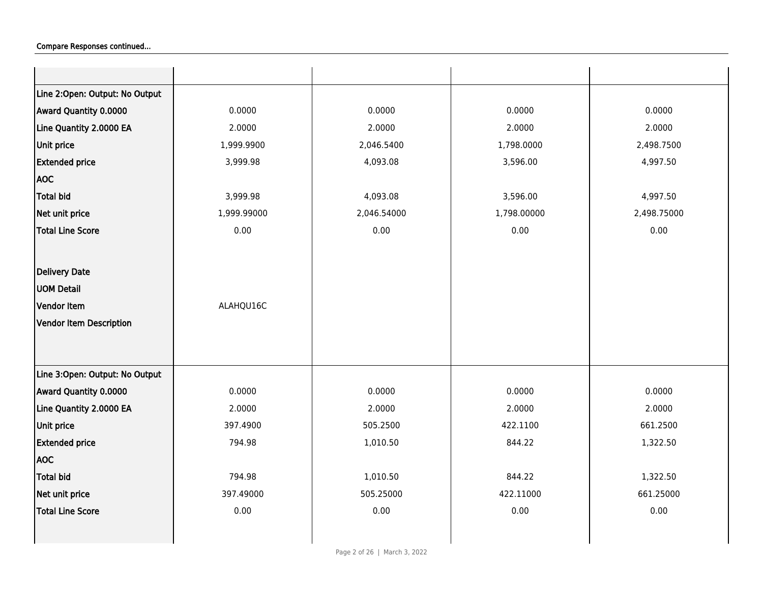Compare Responses continued...

| | | | | |
|---|---|---|---|---|
| Line 2:Open: Output: No Output | | | | |
| Award Quantity 0.0000 | 0.0000 | 0.0000 | 0.0000 | 0.0000 |
| Line Quantity 2.0000 EA | 2.0000 | 2.0000 | 2.0000 | 2.0000 |
| Unit price | 1,999.9900 | 2,046.5400 | 1,798.0000 | 2,498.7500 |
| Extended price | 3,999.98 | 4,093.08 | 3,596.00 | 4,997.50 |
| AOC | | | | |
| Total bid | 3,999.98 | 4,093.08 | 3,596.00 | 4,997.50 |
| Net unit price | 1,999.99000 | 2,046.54000 | 1,798.00000 | 2,498.75000 |
| Total Line Score | 0.00 | 0.00 | 0.00 | 0.00 |
| Delivery Date | | | | |
| UOM Detail | | | | |
| Vendor Item | ALAHQU16C | | | |
| Vendor Item Description | | | | |
| Line 3:Open: Output: No Output | | | | |
| Award Quantity 0.0000 | 0.0000 | 0.0000 | 0.0000 | 0.0000 |
| Line Quantity 2.0000 EA | 2.0000 | 2.0000 | 2.0000 | 2.0000 |
| Unit price | 397.4900 | 505.2500 | 422.1100 | 661.2500 |
| Extended price | 794.98 | 1,010.50 | 844.22 | 1,322.50 |
| AOC | | | | |
| Total bid | 794.98 | 1,010.50 | 844.22 | 1,322.50 |
| Net unit price | 397.49000 | 505.25000 | 422.11000 | 661.25000 |
| Total Line Score | 0.00 | 0.00 | 0.00 | 0.00 |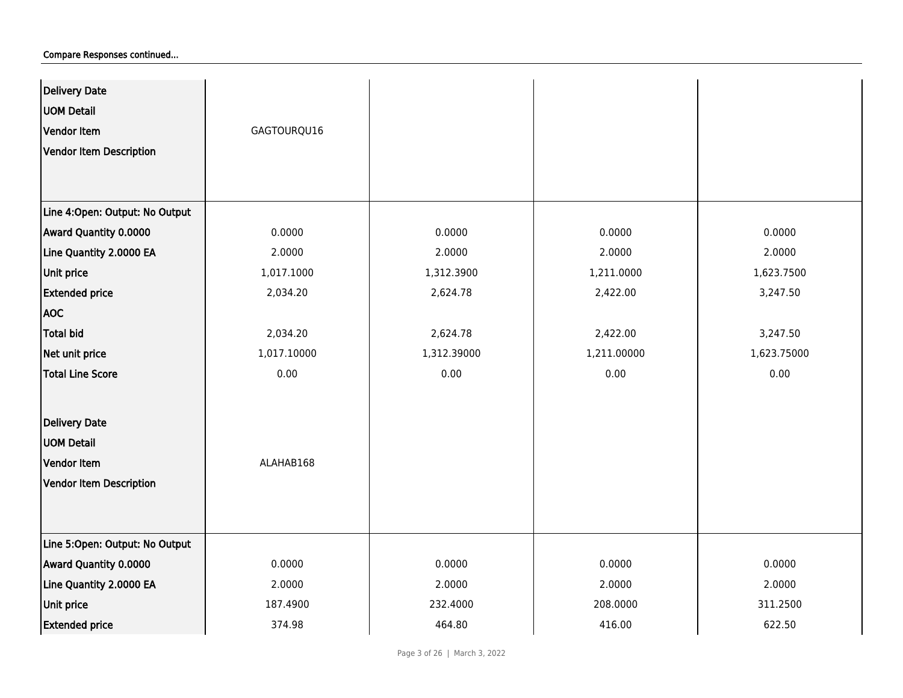Compare Responses continued...

| | | | | |
|---|---|---|---|---|
| **Delivery Date** | | | | |
| **UOM Detail** | | | | |
| **Vendor Item** | GAGTOURQU16 | | | |
| **Vendor Item Description** | | | | |
| **Line 4:Open: Output: No Output** | | | | |
| **Award Quantity 0.0000** | 0.0000 | 0.0000 | 0.0000 | 0.0000 |
| **Line Quantity 2.0000 EA** | 2.0000 | 2.0000 | 2.0000 | 2.0000 |
| **Unit price** | 1,017.1000 | 1,312.3900 | 1,211.0000 | 1,623.7500 |
| **Extended price** | 2,034.20 | 2,624.78 | 2,422.00 | 3,247.50 |
| **AOC** | | | | |
| **Total bid** | 2,034.20 | 2,624.78 | 2,422.00 | 3,247.50 |
| **Net unit price** | 1,017.10000 | 1,312.39000 | 1,211.00000 | 1,623.75000 |
| **Total Line Score** | 0.00 | 0.00 | 0.00 | 0.00 |
| **Delivery Date** | | | | |
| **UOM Detail** | | | | |
| **Vendor Item** | ALAHAB168 | | | |
| **Vendor Item Description** | | | | |
| **Line 5:Open: Output: No Output** | | | | |
| **Award Quantity 0.0000** | 0.0000 | 0.0000 | 0.0000 | 0.0000 |
| **Line Quantity 2.0000 EA** | 2.0000 | 2.0000 | 2.0000 | 2.0000 |
| **Unit price** | 187.4900 | 232.4000 | 208.0000 | 311.2500 |
| **Extended price** | 374.98 | 464.80 | 416.00 | 622.50 |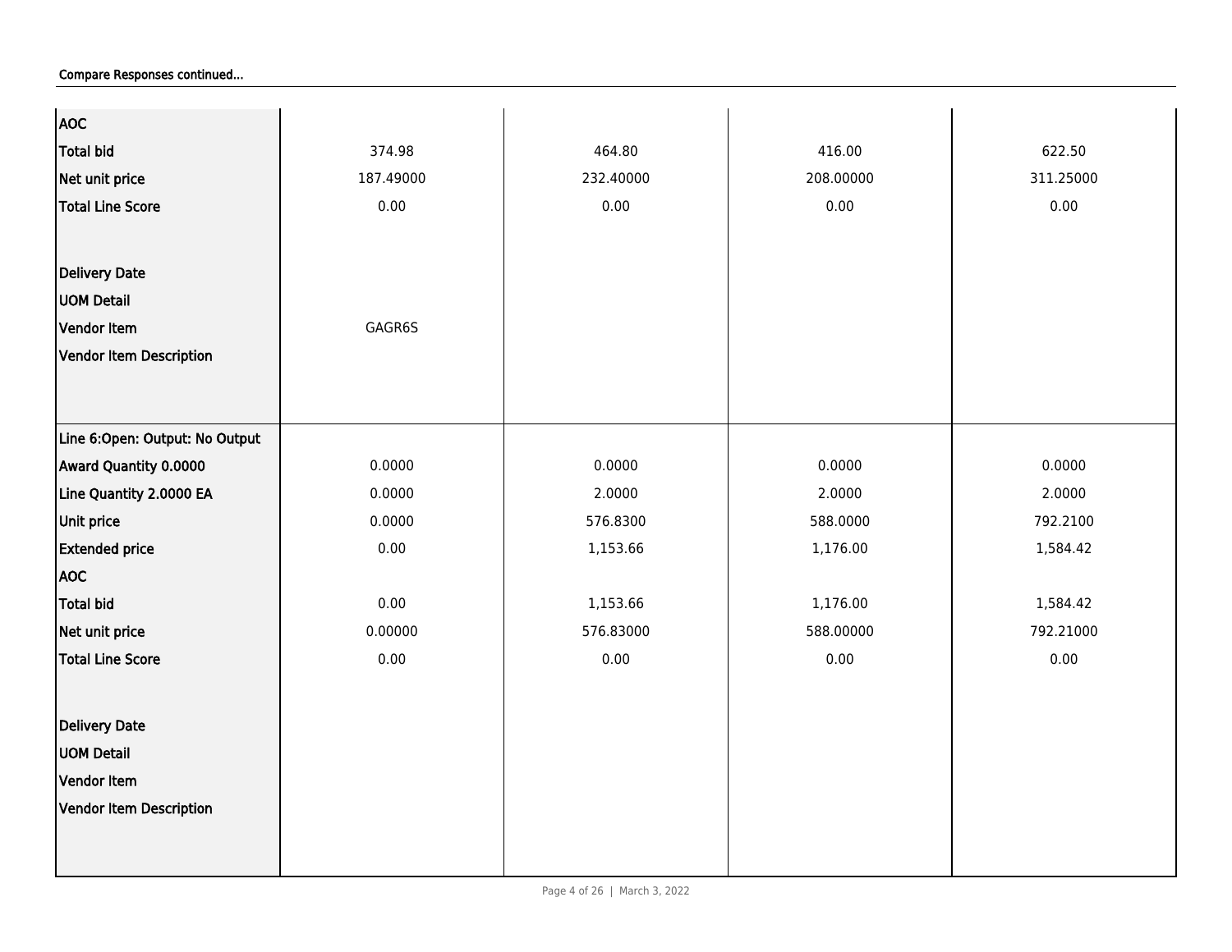Compare Responses continued...

| | | | | |
|---|---|---|---|---|
| AOC | | | | |
| Total bid | 374.98 | 464.80 | 416.00 | 622.50 |
| Net unit price | 187.49000 | 232.40000 | 208.00000 | 311.25000 |
| Total Line Score | 0.00 | 0.00 | 0.00 | 0.00 |
| Delivery Date | | | | |
| UOM Detail | | | | |
| Vendor Item | GAGR6S | | | |
| Vendor Item Description | | | | |
| Line 6:Open: Output: No Output | | | | |
| Award Quantity 0.0000 | 0.0000 | 0.0000 | 0.0000 | 0.0000 |
| Line Quantity 2.0000 EA | 0.0000 | 2.0000 | 2.0000 | 2.0000 |
| Unit price | 0.0000 | 576.8300 | 588.0000 | 792.2100 |
| Extended price | 0.00 | 1,153.66 | 1,176.00 | 1,584.42 |
| AOC | | | | |
| Total bid | 0.00 | 1,153.66 | 1,176.00 | 1,584.42 |
| Net unit price | 0.00000 | 576.83000 | 588.00000 | 792.21000 |
| Total Line Score | 0.00 | 0.00 | 0.00 | 0.00 |
| Delivery Date | | | | |
| UOM Detail | | | | |
| Vendor Item | | | | |
| Vendor Item Description | | | | |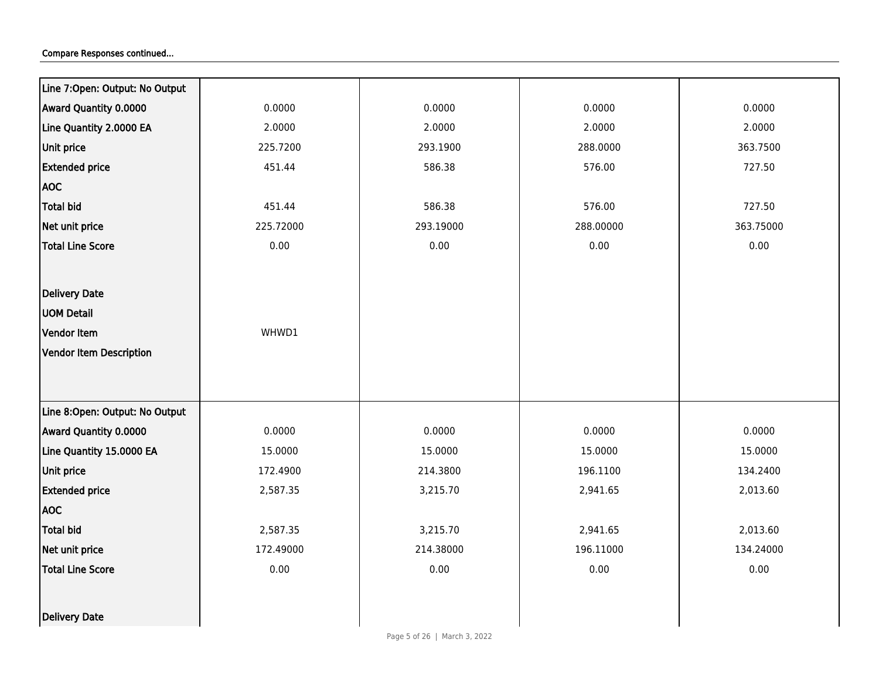Compare Responses continued...

| Line 7:Open: Output: No Output | | | | |
|---|---|---|---|---|
| Award Quantity 0.0000 | 0.0000 | 0.0000 | 0.0000 | 0.0000 |
| Line Quantity 2.0000 EA | 2.0000 | 2.0000 | 2.0000 | 2.0000 |
| Unit price | 225.7200 | 293.1900 | 288.0000 | 363.7500 |
| Extended price | 451.44 | 586.38 | 576.00 | 727.50 |
| AOC | | | | |
| Total bid | 451.44 | 586.38 | 576.00 | 727.50 |
| Net unit price | 225.72000 | 293.19000 | 288.00000 | 363.75000 |
| Total Line Score | 0.00 | 0.00 | 0.00 | 0.00 |
| Delivery Date | | | | |
| UOM Detail | | | | |
| Vendor Item | WHWD1 | | | |
| Vendor Item Description | | | | |

| Line 8:Open: Output: No Output | | | | |
|---|---|---|---|---|
| Award Quantity 0.0000 | 0.0000 | 0.0000 | 0.0000 | 0.0000 |
| Line Quantity 15.0000 EA | 15.0000 | 15.0000 | 15.0000 | 15.0000 |
| Unit price | 172.4900 | 214.3800 | 196.1100 | 134.2400 |
| Extended price | 2,587.35 | 3,215.70 | 2,941.65 | 2,013.60 |
| AOC | | | | |
| Total bid | 2,587.35 | 3,215.70 | 2,941.65 | 2,013.60 |
| Net unit price | 172.49000 | 214.38000 | 196.11000 | 134.24000 |
| Total Line Score | 0.00 | 0.00 | 0.00 | 0.00 |
| Delivery Date | | | | |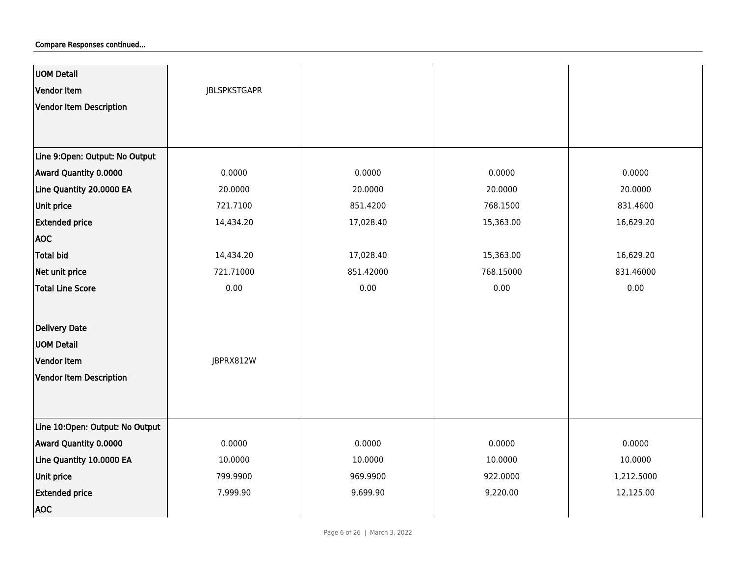Compare Responses continued...

| | | | | |
|---|---|---|---|---|
| UOM Detail | | | | |
| Vendor Item | JBLSPKSTGAPR | | | |
| Vendor Item Description | | | | |
| **Line 9:Open: Output: No Output** | | | | |
| Award Quantity 0.0000 | 0.0000 | 0.0000 | 0.0000 | 0.0000 |
| Line Quantity 20.0000 EA | 20.0000 | 20.0000 | 20.0000 | 20.0000 |
| Unit price | 721.7100 | 851.4200 | 768.1500 | 831.4600 |
| Extended price | 14,434.20 | 17,028.40 | 15,363.00 | 16,629.20 |
| AOC | | | | |
| Total bid | 14,434.20 | 17,028.40 | 15,363.00 | 16,629.20 |
| Net unit price | 721.71000 | 851.42000 | 768.15000 | 831.46000 |
| Total Line Score | 0.00 | 0.00 | 0.00 | 0.00 |
| Delivery Date | | | | |
| UOM Detail | | | | |
| Vendor Item | JBPRX812W | | | |
| Vendor Item Description | | | | |
| **Line 10:Open: Output: No Output** | | | | |
| Award Quantity 0.0000 | 0.0000 | 0.0000 | 0.0000 | 0.0000 |
| Line Quantity 10.0000 EA | 10.0000 | 10.0000 | 10.0000 | 10.0000 |
| Unit price | 799.9900 | 969.9900 | 922.0000 | 1,212.5000 |
| Extended price | 7,999.90 | 9,699.90 | 9,220.00 | 12,125.00 |
| AOC | | | | |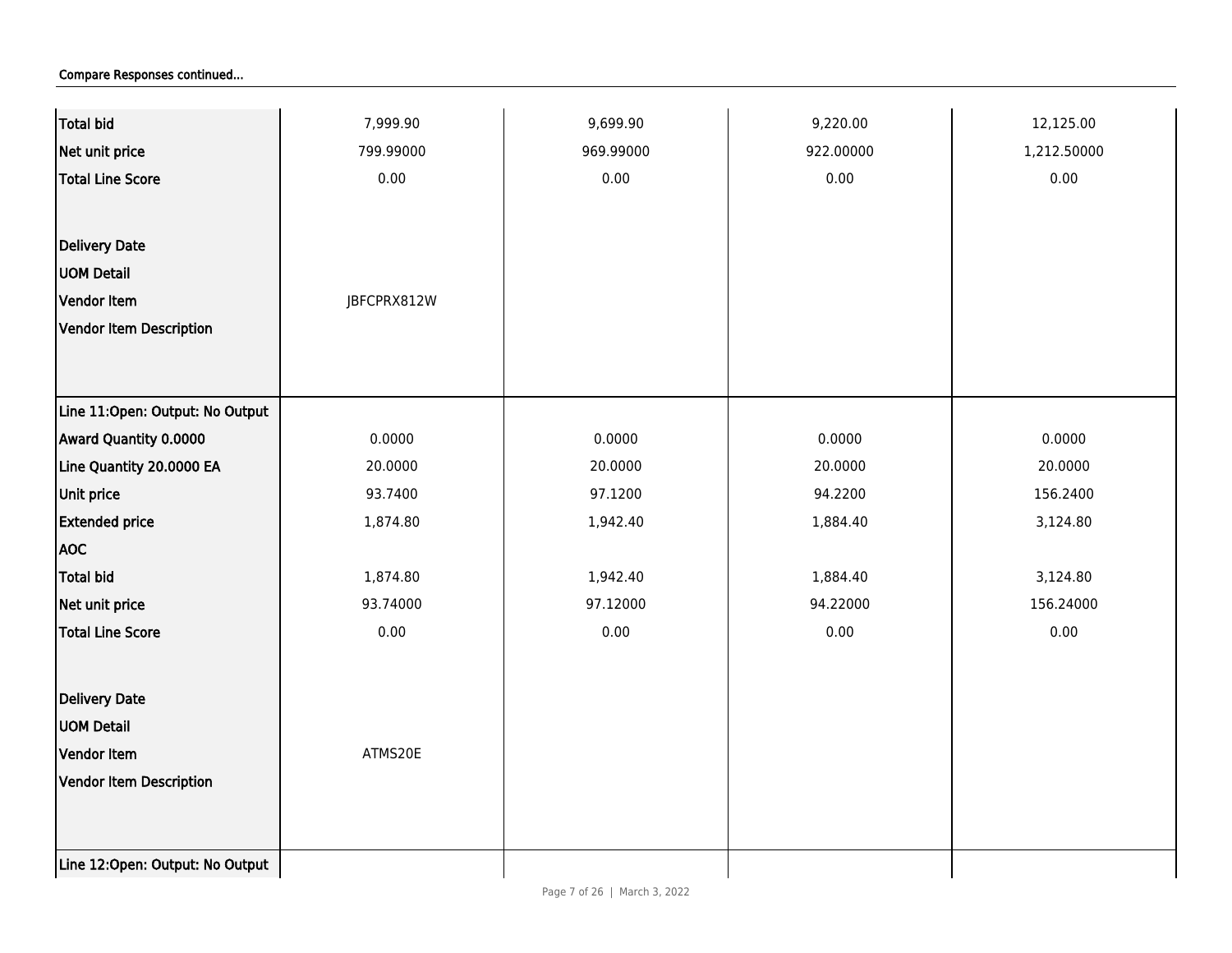Compare Responses continued...

| | | | | |
|---|---|---|---|---|
| **Total bid** | 7,999.90 | 9,699.90 | 9,220.00 | 12,125.00 |
| **Net unit price** | 799.99000 | 969.99000 | 922.00000 | 1,212.50000 |
| **Total Line Score** | 0.00 | 0.00 | 0.00 | 0.00 |
| **Delivery Date** | | | | |
| **UOM Detail** | | | | |
| **Vendor Item** | JBFCPRX812W | | | |
| **Vendor Item Description** | | | | |
| **Line 11:Open: Output: No Output** | | | | |
| **Award Quantity 0.0000** | 0.0000 | 0.0000 | 0.0000 | 0.0000 |
| **Line Quantity 20.0000 EA** | 20.0000 | 20.0000 | 20.0000 | 20.0000 |
| **Unit price** | 93.7400 | 97.1200 | 94.2200 | 156.2400 |
| **Extended price** | 1,874.80 | 1,942.40 | 1,884.40 | 3,124.80 |
| **AOC** | | | | |
| **Total bid** | 1,874.80 | 1,942.40 | 1,884.40 | 3,124.80 |
| **Net unit price** | 93.74000 | 97.12000 | 94.22000 | 156.24000 |
| **Total Line Score** | 0.00 | 0.00 | 0.00 | 0.00 |
| **Delivery Date** | | | | |
| **UOM Detail** | | | | |
| **Vendor Item** | ATMS20E | | | |
| **Vendor Item Description** | | | | |
| **Line 12:Open: Output: No Output** | | | | |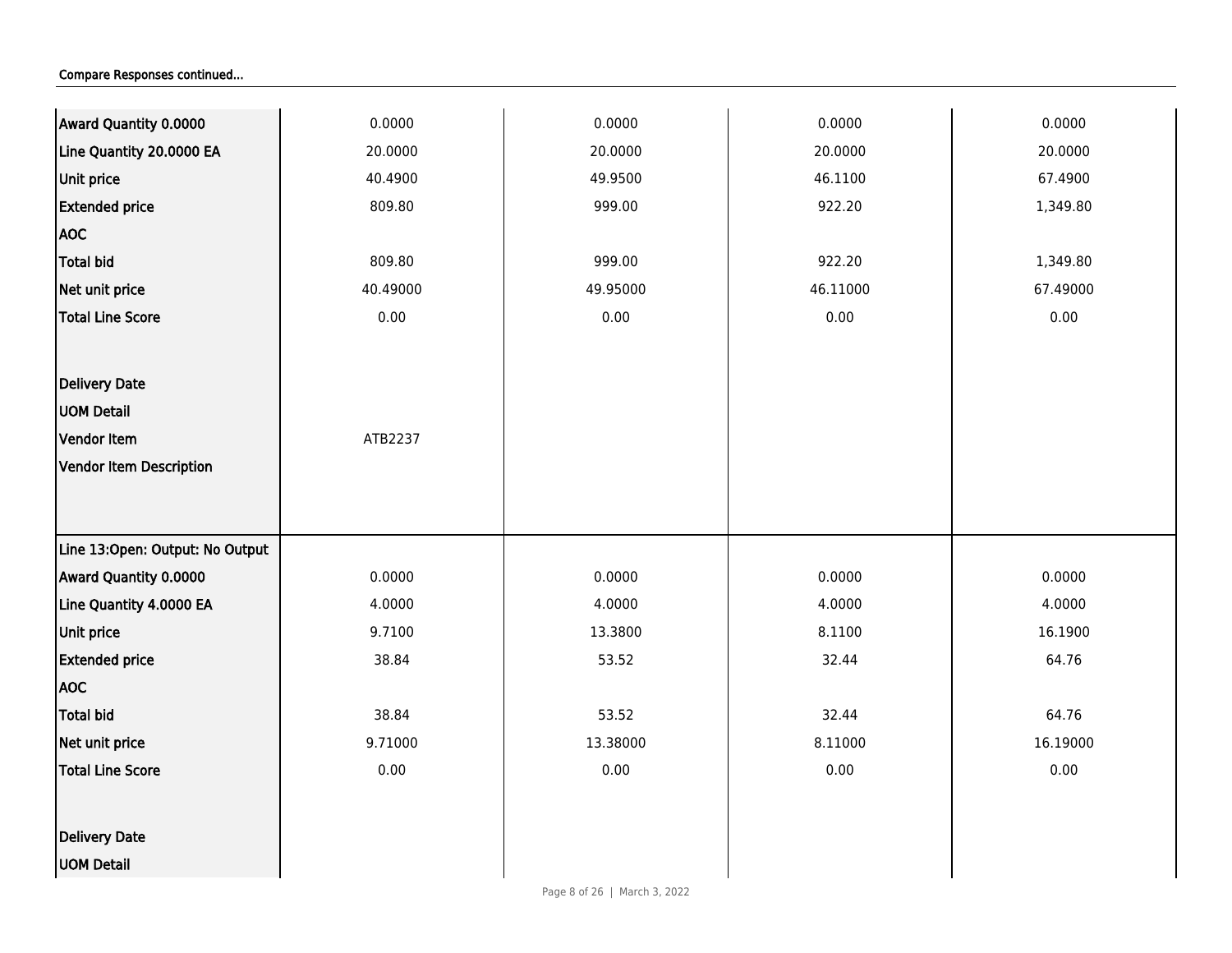Compare Responses continued...

| | | | | |
|---|---|---|---|---|
| **Award Quantity 0.0000** | 0.0000 | 0.0000 | 0.0000 | 0.0000 |
| **Line Quantity 20.0000 EA** | 20.0000 | 20.0000 | 20.0000 | 20.0000 |
| **Unit price** | 40.4900 | 49.9500 | 46.1100 | 67.4900 |
| **Extended price** | 809.80 | 999.00 | 922.20 | 1,349.80 |
| **AOC** | | | | |
| **Total bid** | 809.80 | 999.00 | 922.20 | 1,349.80 |
| **Net unit price** | 40.49000 | 49.95000 | 46.11000 | 67.49000 |
| **Total Line Score** | 0.00 | 0.00 | 0.00 | 0.00 |
| **Delivery Date** | | | | |
| **UOM Detail** | | | | |
| **Vendor Item** | ATB2237 | | | |
| **Vendor Item Description** | | | | |
| **Line 13:Open: Output: No Output** | | | | |
| **Award Quantity 0.0000** | 0.0000 | 0.0000 | 0.0000 | 0.0000 |
| **Line Quantity 4.0000 EA** | 4.0000 | 4.0000 | 4.0000 | 4.0000 |
| **Unit price** | 9.7100 | 13.3800 | 8.1100 | 16.1900 |
| **Extended price** | 38.84 | 53.52 | 32.44 | 64.76 |
| **AOC** | | | | |
| **Total bid** | 38.84 | 53.52 | 32.44 | 64.76 |
| **Net unit price** | 9.71000 | 13.38000 | 8.11000 | 16.19000 |
| **Total Line Score** | 0.00 | 0.00 | 0.00 | 0.00 |
| **Delivery Date** | | | | |
| **UOM Detail** | | | | |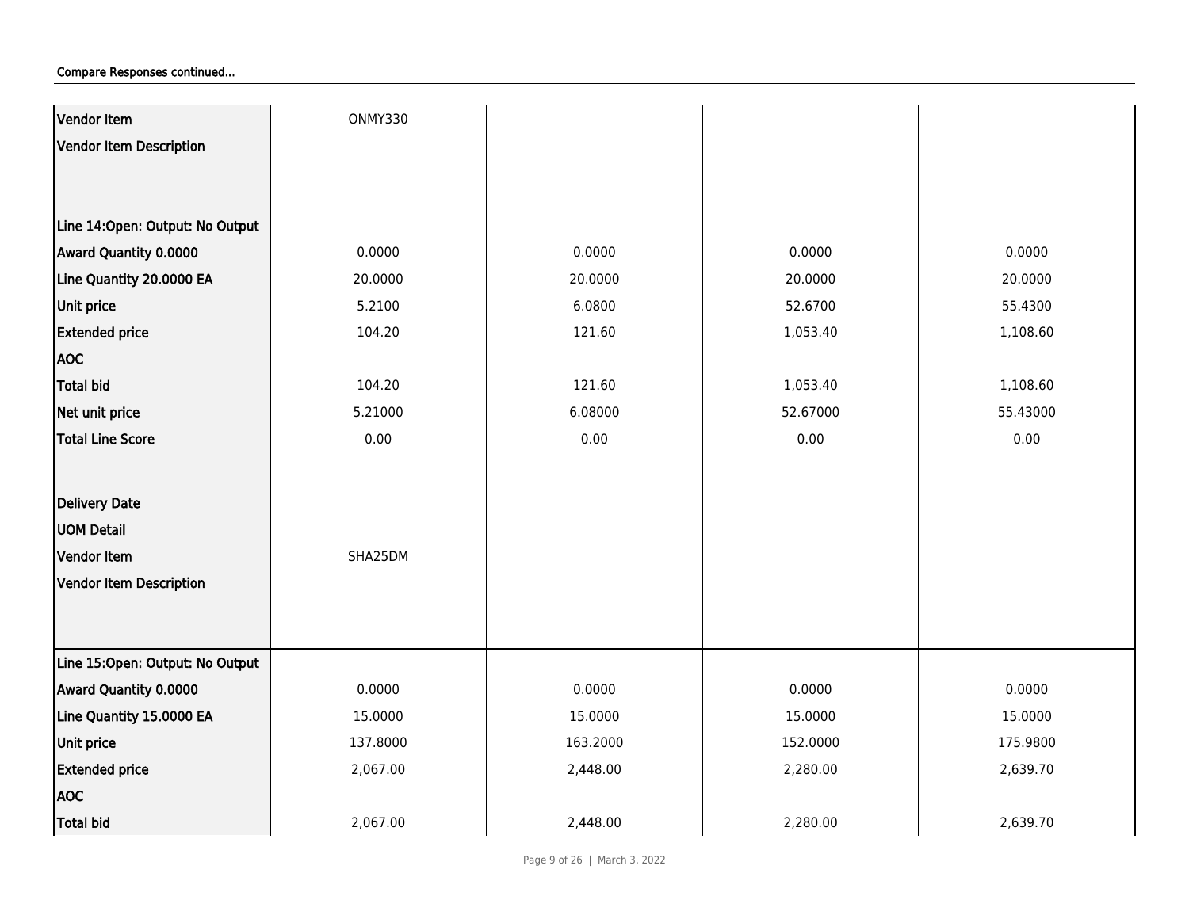Compare Responses continued...

| | | | | |
|---|---|---|---|---|
| **Vendor Item** | ONMY330 | | | |
| **Vendor Item Description** | | | | |
| **Line 14:Open: Output: No Output** | | | | |
| **Award Quantity 0.0000** | 0.0000 | 0.0000 | 0.0000 | 0.0000 |
| **Line Quantity 20.0000 EA** | 20.0000 | 20.0000 | 20.0000 | 20.0000 |
| **Unit price** | 5.2100 | 6.0800 | 52.6700 | 55.4300 |
| **Extended price** | 104.20 | 121.60 | 1,053.40 | 1,108.60 |
| **AOC** | | | | |
| **Total bid** | 104.20 | 121.60 | 1,053.40 | 1,108.60 |
| **Net unit price** | 5.21000 | 6.08000 | 52.67000 | 55.43000 |
| **Total Line Score** | 0.00 | 0.00 | 0.00 | 0.00 |
| **Delivery Date** | | | | |
| **UOM Detail** | | | | |
| **Vendor Item** | SHA25DM | | | |
| **Vendor Item Description** | | | | |
| **Line 15:Open: Output: No Output** | | | | |
| **Award Quantity 0.0000** | 0.0000 | 0.0000 | 0.0000 | 0.0000 |
| **Line Quantity 15.0000 EA** | 15.0000 | 15.0000 | 15.0000 | 15.0000 |
| **Unit price** | 137.8000 | 163.2000 | 152.0000 | 175.9800 |
| **Extended price** | 2,067.00 | 2,448.00 | 2,280.00 | 2,639.70 |
| **AOC** | | | | |
| **Total bid** | 2,067.00 | 2,448.00 | 2,280.00 | 2,639.70 |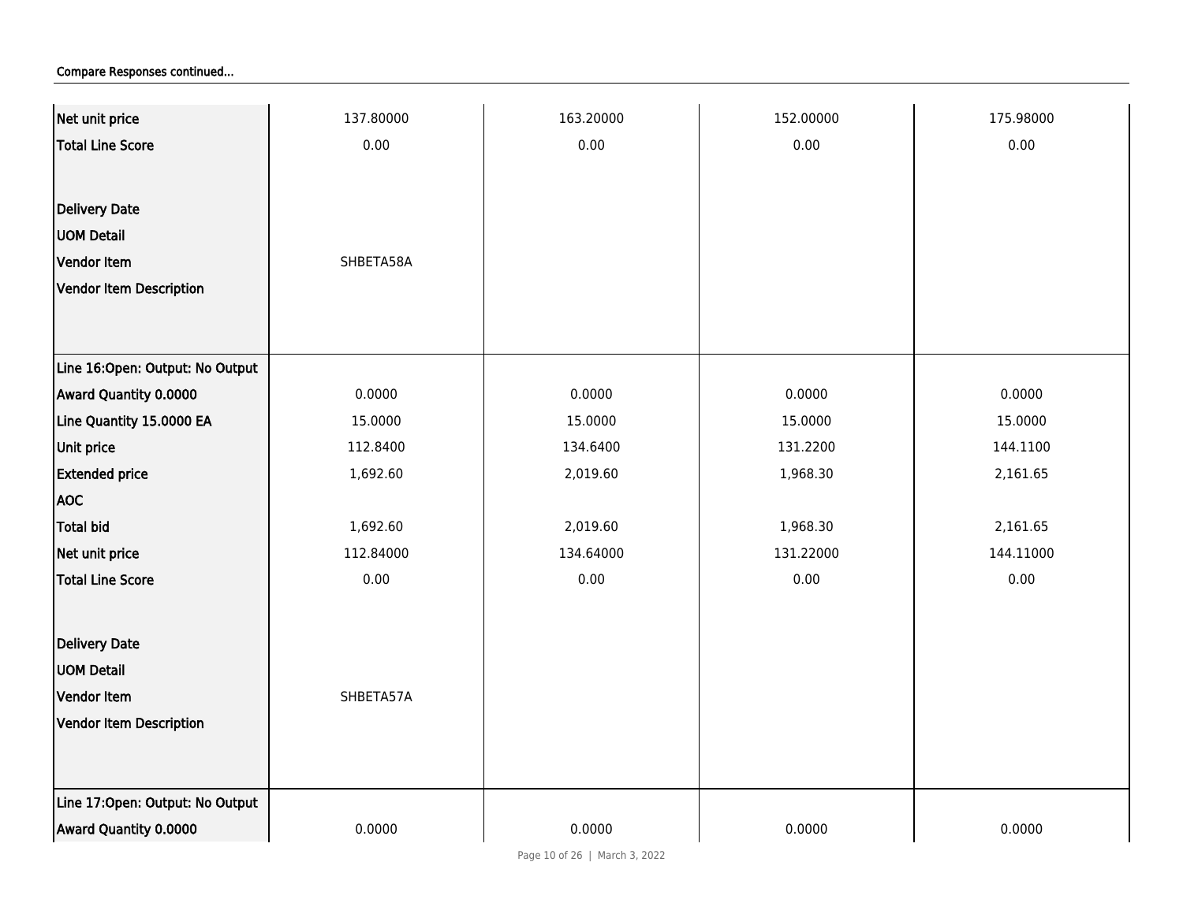Compare Responses continued...

| | | | | |
|---|---|---|---|---|
| Net unit price | 137.80000 | 163.20000 | 152.00000 | 175.98000 |
| Total Line Score | 0.00 | 0.00 | 0.00 | 0.00 |
| Delivery Date | | | | |
| UOM Detail | | | | |
| Vendor Item | SHBETA58A | | | |
| Vendor Item Description | | | | |
| **Line 16:Open: Output: No Output** | | | | |
| Award Quantity 0.0000 | 0.0000 | 0.0000 | 0.0000 | 0.0000 |
| Line Quantity 15.0000 EA | 15.0000 | 15.0000 | 15.0000 | 15.0000 |
| Unit price | 112.8400 | 134.6400 | 131.2200 | 144.1100 |
| Extended price | 1,692.60 | 2,019.60 | 1,968.30 | 2,161.65 |
| AOC | | | | |
| Total bid | 1,692.60 | 2,019.60 | 1,968.30 | 2,161.65 |
| Net unit price | 112.84000 | 134.64000 | 131.22000 | 144.11000 |
| Total Line Score | 0.00 | 0.00 | 0.00 | 0.00 |
| Delivery Date | | | | |
| UOM Detail | | | | |
| Vendor Item | SHBETA57A | | | |
| Vendor Item Description | | | | |
| **Line 17:Open: Output: No Output** | | | | |
| Award Quantity 0.0000 | 0.0000 | 0.0000 | 0.0000 | 0.0000 |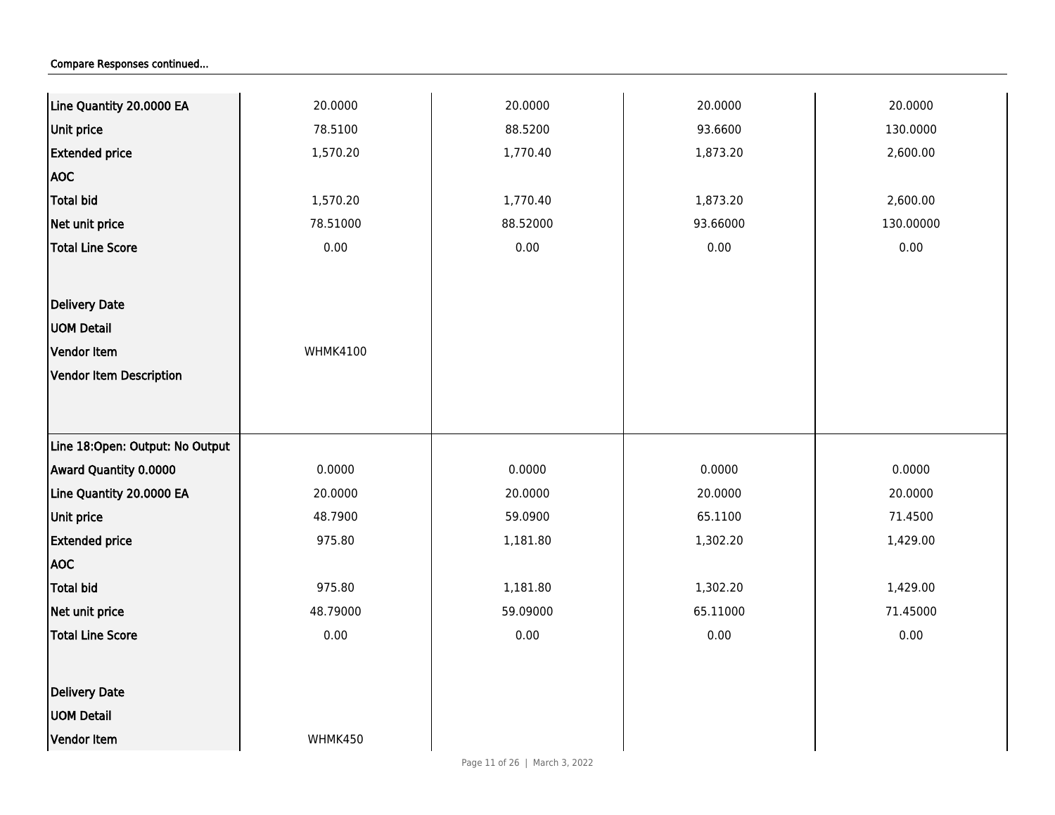Compare Responses continued...

| | | | | |
|---|---|---|---|---|
| Line Quantity 20.0000 EA | 20.0000 | 20.0000 | 20.0000 | 20.0000 |
| Unit price | 78.5100 | 88.5200 | 93.6600 | 130.0000 |
| Extended price | 1,570.20 | 1,770.40 | 1,873.20 | 2,600.00 |
| AOC | | | | |
| Total bid | 1,570.20 | 1,770.40 | 1,873.20 | 2,600.00 |
| Net unit price | 78.51000 | 88.52000 | 93.66000 | 130.00000 |
| Total Line Score | 0.00 | 0.00 | 0.00 | 0.00 |
| Delivery Date | | | | |
| UOM Detail | | | | |
| Vendor Item | WHMK4100 | | | |
| Vendor Item Description | | | | |
| Line 18:Open: Output: No Output | | | | |
| Award Quantity 0.0000 | 0.0000 | 0.0000 | 0.0000 | 0.0000 |
| Line Quantity 20.0000 EA | 20.0000 | 20.0000 | 20.0000 | 20.0000 |
| Unit price | 48.7900 | 59.0900 | 65.1100 | 71.4500 |
| Extended price | 975.80 | 1,181.80 | 1,302.20 | 1,429.00 |
| AOC | | | | |
| Total bid | 975.80 | 1,181.80 | 1,302.20 | 1,429.00 |
| Net unit price | 48.79000 | 59.09000 | 65.11000 | 71.45000 |
| Total Line Score | 0.00 | 0.00 | 0.00 | 0.00 |
| Delivery Date | | | | |
| UOM Detail | | | | |
| Vendor Item | WHMK450 | | | |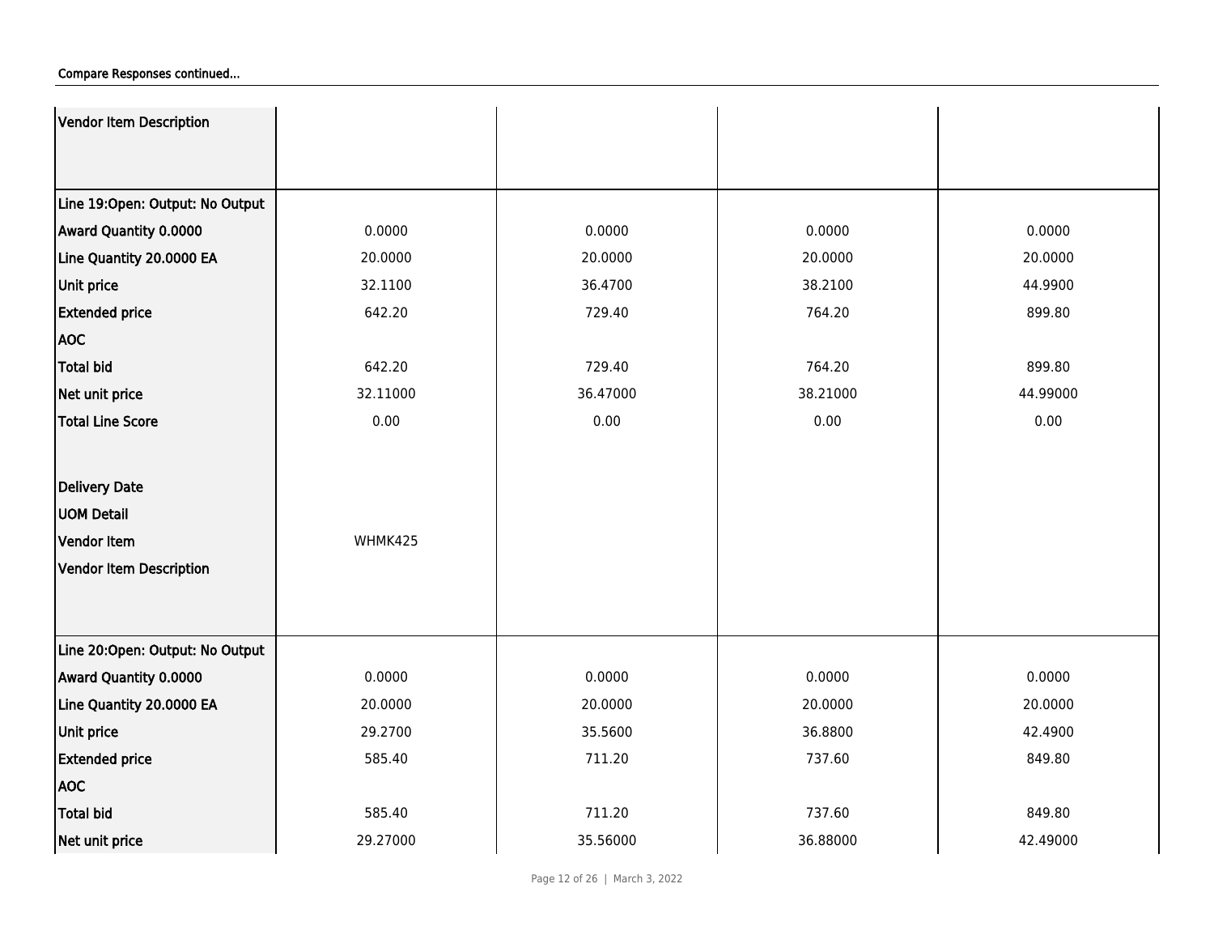Compare Responses continued...

| | | | | |
|---|---|---|---|---|
| **Vendor Item Description** | | | | |
| **Line 19:Open: Output: No Output** | | | | |
| **Award Quantity 0.0000** | 0.0000 | 0.0000 | 0.0000 | 0.0000 |
| **Line Quantity 20.0000 EA** | 20.0000 | 20.0000 | 20.0000 | 20.0000 |
| **Unit price** | 32.1100 | 36.4700 | 38.2100 | 44.9900 |
| **Extended price** | 642.20 | 729.40 | 764.20 | 899.80 |
| **AOC** | | | | |
| **Total bid** | 642.20 | 729.40 | 764.20 | 899.80 |
| **Net unit price** | 32.11000 | 36.47000 | 38.21000 | 44.99000 |
| **Total Line Score** | 0.00 | 0.00 | 0.00 | 0.00 |
| **Delivery Date** | | | | |
| **UOM Detail** | | | | |
| **Vendor Item** | WHMK425 | | | |
| **Vendor Item Description** | | | | |
| **Line 20:Open: Output: No Output** | | | | |
| **Award Quantity 0.0000** | 0.0000 | 0.0000 | 0.0000 | 0.0000 |
| **Line Quantity 20.0000 EA** | 20.0000 | 20.0000 | 20.0000 | 20.0000 |
| **Unit price** | 29.2700 | 35.5600 | 36.8800 | 42.4900 |
| **Extended price** | 585.40 | 711.20 | 737.60 | 849.80 |
| **AOC** | | | | |
| **Total bid** | 585.40 | 711.20 | 737.60 | 849.80 |
| **Net unit price** | 29.27000 | 35.56000 | 36.88000 | 42.49000 |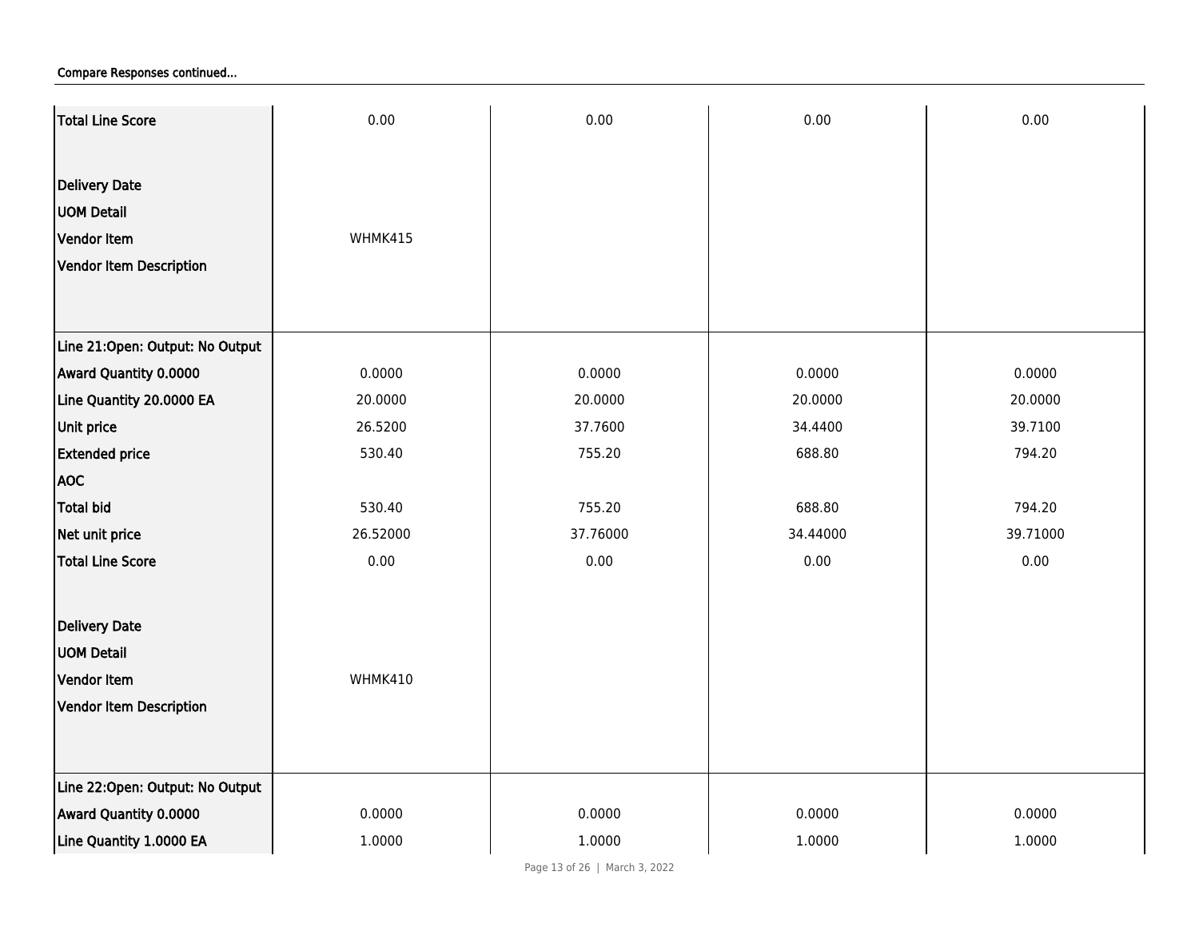Compare Responses continued...

| | | | | |
|---|---|---|---|---|
| Total Line Score | 0.00 | 0.00 | 0.00 | 0.00 |
| Delivery Date | | | | |
| UOM Detail | | | | |
| Vendor Item | WHMK415 | | | |
| Vendor Item Description | | | | |
| Line 21:Open: Output: No Output | | | | |
| Award Quantity 0.0000 | 0.0000 | 0.0000 | 0.0000 | 0.0000 |
| Line Quantity 20.0000 EA | 20.0000 | 20.0000 | 20.0000 | 20.0000 |
| Unit price | 26.5200 | 37.7600 | 34.4400 | 39.7100 |
| Extended price | 530.40 | 755.20 | 688.80 | 794.20 |
| AOC | | | | |
| Total bid | 530.40 | 755.20 | 688.80 | 794.20 |
| Net unit price | 26.52000 | 37.76000 | 34.44000 | 39.71000 |
| Total Line Score | 0.00 | 0.00 | 0.00 | 0.00 |
| Delivery Date | | | | |
| UOM Detail | | | | |
| Vendor Item | WHMK410 | | | |
| Vendor Item Description | | | | |
| Line 22:Open: Output: No Output | | | | |
| Award Quantity 0.0000 | 0.0000 | 0.0000 | 0.0000 | 0.0000 |
| Line Quantity 1.0000 EA | 1.0000 | 1.0000 | 1.0000 | 1.0000 |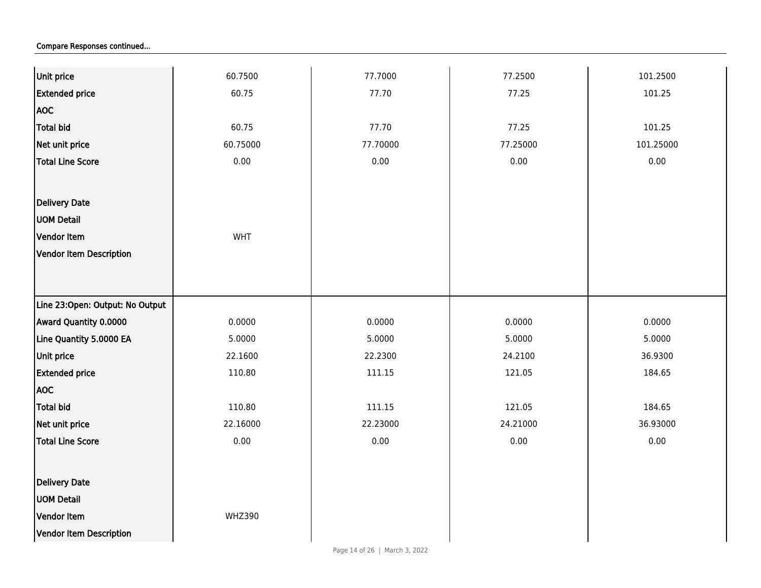Compare Responses continued...

| | | | | |
|---|---|---|---|---|
| **Unit price** | 60.7500 | 77.7000 | 77.2500 | 101.2500 |
| **Extended price** | 60.75 | 77.70 | 77.25 | 101.25 |
| **AOC** | | | | |
| **Total bid** | 60.75 | 77.70 | 77.25 | 101.25 |
| **Net unit price** | 60.75000 | 77.70000 | 77.25000 | 101.25000 |
| **Total Line Score** | 0.00 | 0.00 | 0.00 | 0.00 |
| **Delivery Date** | | | | |
| **UOM Detail** | | | | |
| **Vendor Item** | WHT | | | |
| **Vendor Item Description** | | | | |
| **Line 23:Open: Output: No Output** | | | | |
| **Award Quantity 0.0000** | 0.0000 | 0.0000 | 0.0000 | 0.0000 |
| **Line Quantity 5.0000 EA** | 5.0000 | 5.0000 | 5.0000 | 5.0000 |
| **Unit price** | 22.1600 | 22.2300 | 24.2100 | 36.9300 |
| **Extended price** | 110.80 | 111.15 | 121.05 | 184.65 |
| **AOC** | | | | |
| **Total bid** | 110.80 | 111.15 | 121.05 | 184.65 |
| **Net unit price** | 22.16000 | 22.23000 | 24.21000 | 36.93000 |
| **Total Line Score** | 0.00 | 0.00 | 0.00 | 0.00 |
| **Delivery Date** | | | | |
| **UOM Detail** | | | | |
| **Vendor Item** | WHZ390 | | | |
| **Vendor Item Description** | | | | |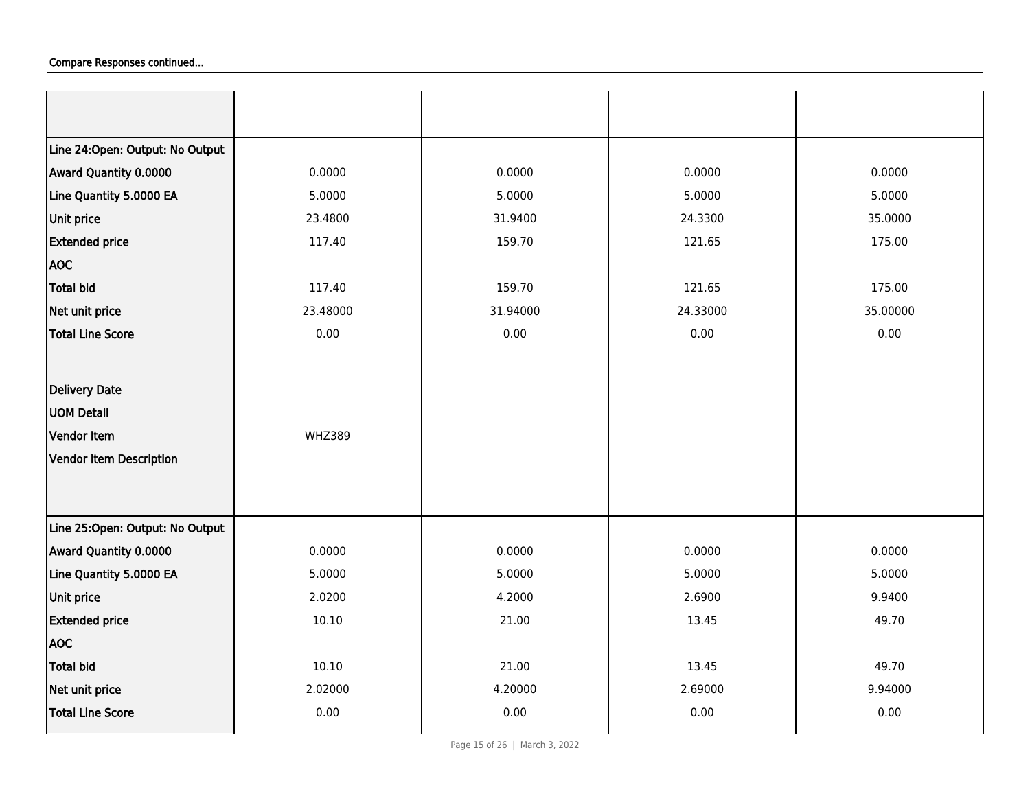Compare Responses continued...

| | | | | |
|---|---|---|---|---|
| | | | | |
| **Line 24:Open: Output: No Output** | | | | |
| **Award Quantity 0.0000** | 0.0000 | 0.0000 | 0.0000 | 0.0000 |
| **Line Quantity 5.0000 EA** | 5.0000 | 5.0000 | 5.0000 | 5.0000 |
| **Unit price** | 23.4800 | 31.9400 | 24.3300 | 35.0000 |
| **Extended price** | 117.40 | 159.70 | 121.65 | 175.00 |
| **AOC** | | | | |
| **Total bid** | 117.40 | 159.70 | 121.65 | 175.00 |
| **Net unit price** | 23.48000 | 31.94000 | 24.33000 | 35.00000 |
| **Total Line Score** | 0.00 | 0.00 | 0.00 | 0.00 |
| **Delivery Date** | | | | |
| **UOM Detail** | | | | |
| **Vendor Item** | WHZ389 | | | |
| **Vendor Item Description** | | | | |
| **Line 25:Open: Output: No Output** | | | | |
| **Award Quantity 0.0000** | 0.0000 | 0.0000 | 0.0000 | 0.0000 |
| **Line Quantity 5.0000 EA** | 5.0000 | 5.0000 | 5.0000 | 5.0000 |
| **Unit price** | 2.0200 | 4.2000 | 2.6900 | 9.9400 |
| **Extended price** | 10.10 | 21.00 | 13.45 | 49.70 |
| **AOC** | | | | |
| **Total bid** | 10.10 | 21.00 | 13.45 | 49.70 |
| **Net unit price** | 2.02000 | 4.20000 | 2.69000 | 9.94000 |
| **Total Line Score** | 0.00 | 0.00 | 0.00 | 0.00 |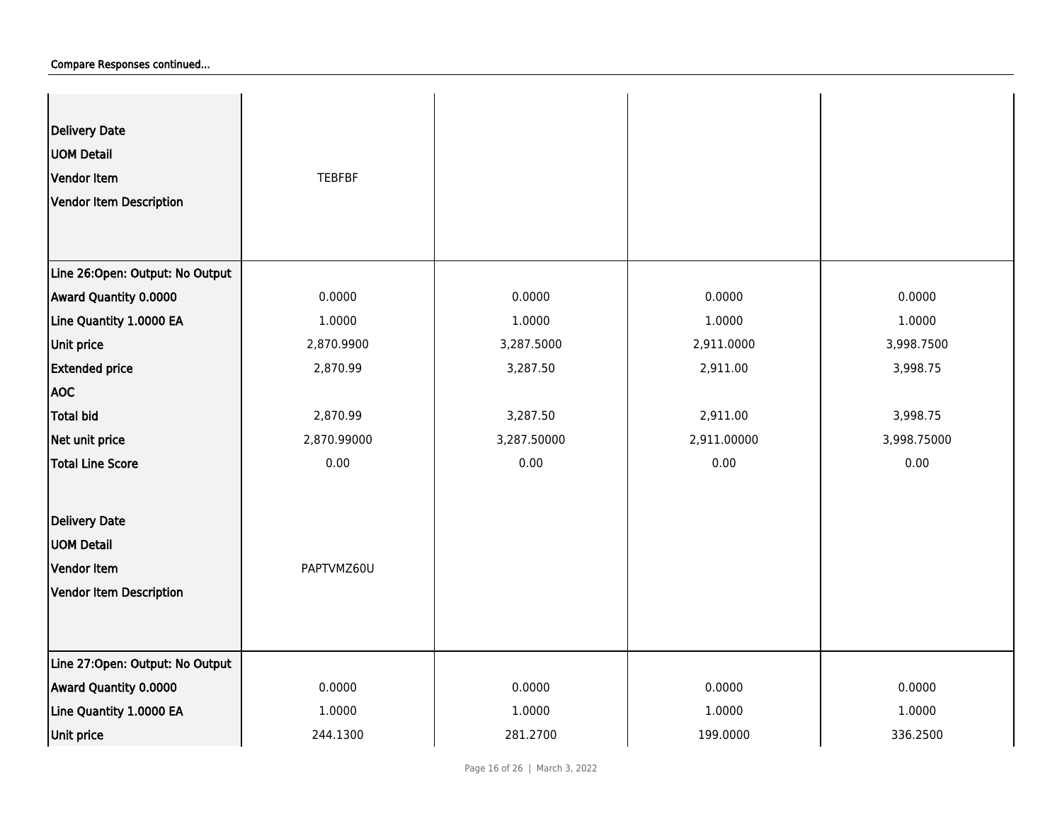Compare Responses continued...

| | | | | |
|---|---|---|---|---|
| Delivery Date | | | | |
| UOM Detail | | | | |
| Vendor Item | TEBFBF | | | |
| Vendor Item Description | | | | |
| **Line 26:Open: Output: No Output** | | | | |
| Award Quantity 0.0000 | 0.0000 | 0.0000 | 0.0000 | 0.0000 |
| Line Quantity 1.0000 EA | 1.0000 | 1.0000 | 1.0000 | 1.0000 |
| Unit price | 2,870.9900 | 3,287.5000 | 2,911.0000 | 3,998.7500 |
| Extended price | 2,870.99 | 3,287.50 | 2,911.00 | 3,998.75 |
| AOC | | | | |
| Total bid | 2,870.99 | 3,287.50 | 2,911.00 | 3,998.75 |
| Net unit price | 2,870.99000 | 3,287.50000 | 2,911.00000 | 3,998.75000 |
| Total Line Score | 0.00 | 0.00 | 0.00 | 0.00 |
| Delivery Date | | | | |
| UOM Detail | | | | |
| Vendor Item | PAPTVMZ60U | | | |
| Vendor Item Description | | | | |
| **Line 27:Open: Output: No Output** | | | | |
| Award Quantity 0.0000 | 0.0000 | 0.0000 | 0.0000 | 0.0000 |
| Line Quantity 1.0000 EA | 1.0000 | 1.0000 | 1.0000 | 1.0000 |
| Unit price | 244.1300 | 281.2700 | 199.0000 | 336.2500 |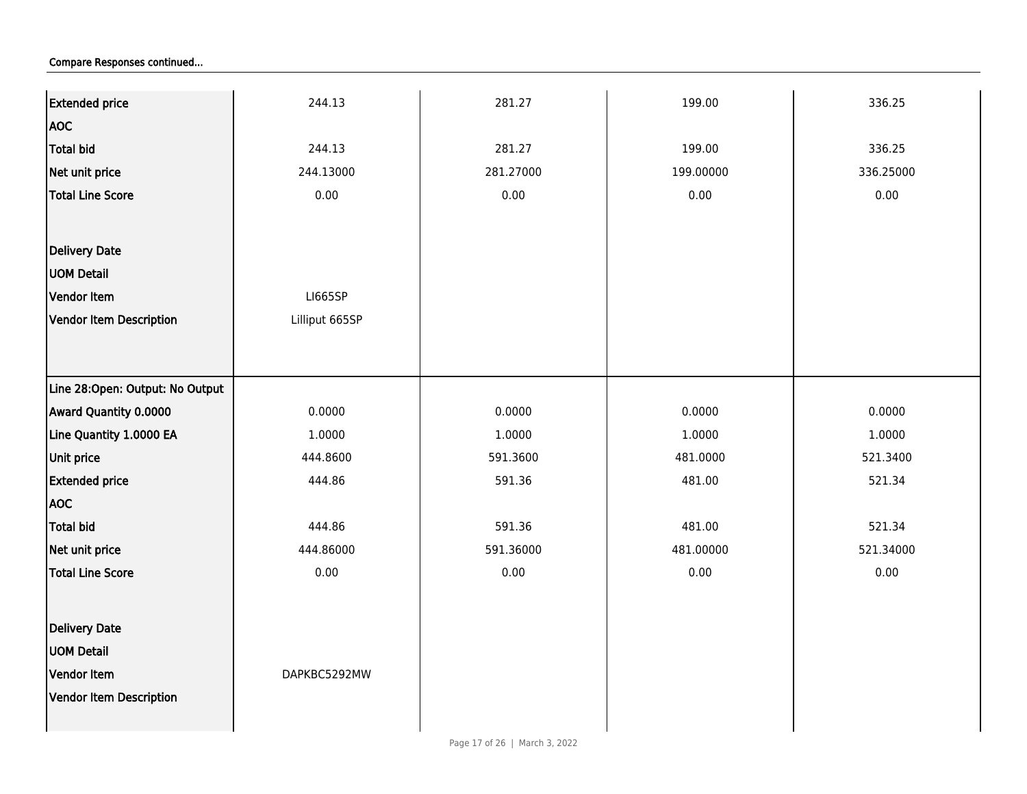**Compare Responses continued...**

| | | | | |
|---|---|---|---|---|
| Extended price | 244.13 | 281.27 | 199.00 | 336.25 |
| AOC | | | | |
| Total bid | 244.13 | 281.27 | 199.00 | 336.25 |
| Net unit price | 244.13000 | 281.27000 | 199.00000 | 336.25000 |
| Total Line Score | 0.00 | 0.00 | 0.00 | 0.00 |
| Delivery Date | | | | |
| UOM Detail | | | | |
| Vendor Item | LI665SP | | | |
| Vendor Item Description | Lilliput 665SP | | | |
| **Line 28:Open: Output: No Output** | | | | |
| Award Quantity 0.0000 | 0.0000 | 0.0000 | 0.0000 | 0.0000 |
| Line Quantity 1.0000 EA | 1.0000 | 1.0000 | 1.0000 | 1.0000 |
| Unit price | 444.8600 | 591.3600 | 481.0000 | 521.3400 |
| Extended price | 444.86 | 591.36 | 481.00 | 521.34 |
| AOC | | | | |
| Total bid | 444.86 | 591.36 | 481.00 | 521.34 |
| Net unit price | 444.86000 | 591.36000 | 481.00000 | 521.34000 |
| Total Line Score | 0.00 | 0.00 | 0.00 | 0.00 |
| Delivery Date | | | | |
| UOM Detail | | | | |
| Vendor Item | DAPKBC5292MW | | | |
| Vendor Item Description | | | | |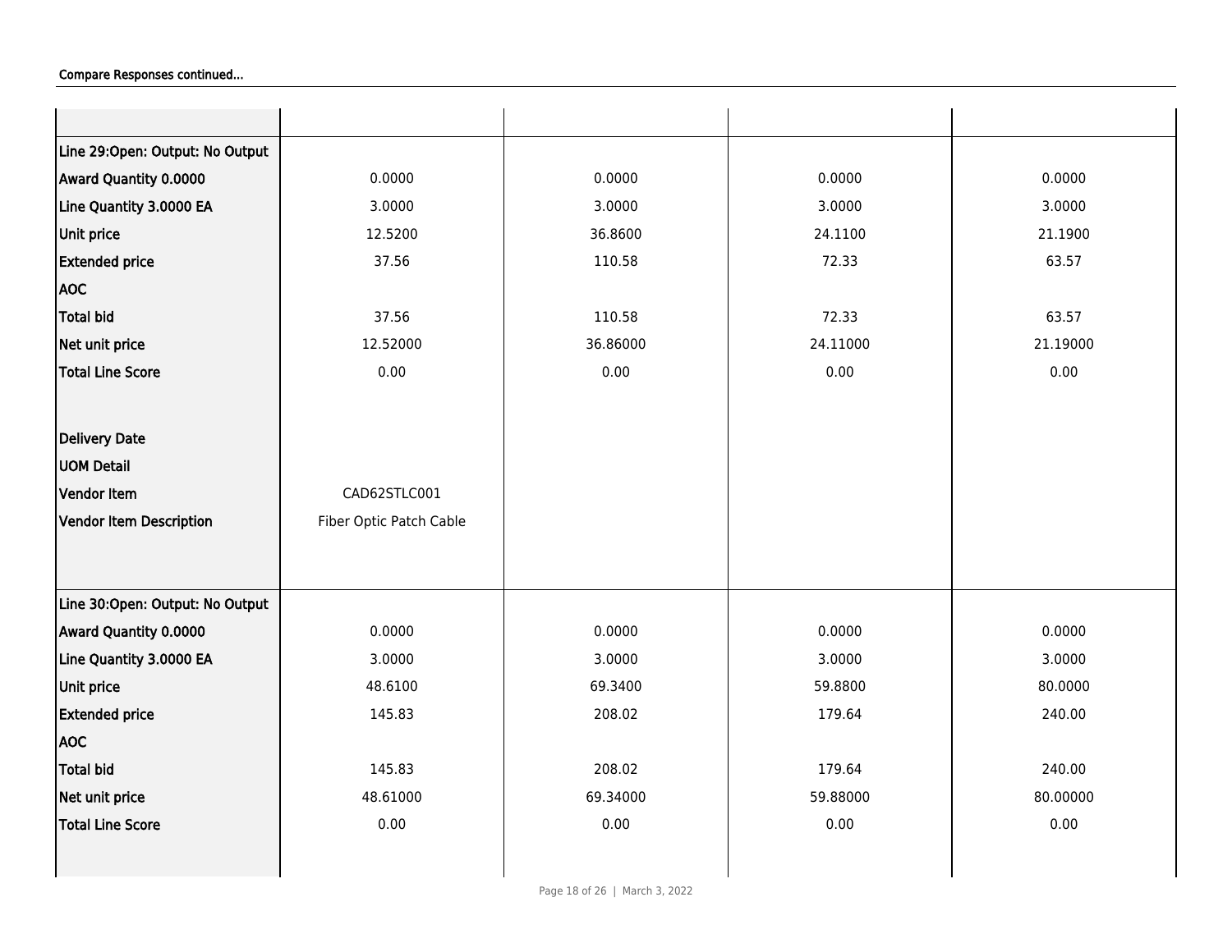Compare Responses continued...

| | | | | |
|---|---|---|---|---|
| **Line 29:Open: Output: No Output** | | | | |
| **Award Quantity 0.0000** | 0.0000 | 0.0000 | 0.0000 | 0.0000 |
| **Line Quantity 3.0000 EA** | 3.0000 | 3.0000 | 3.0000 | 3.0000 |
| **Unit price** | 12.5200 | 36.8600 | 24.1100 | 21.1900 |
| **Extended price** | 37.56 | 110.58 | 72.33 | 63.57 |
| **AOC** | | | | |
| **Total bid** | 37.56 | 110.58 | 72.33 | 63.57 |
| **Net unit price** | 12.52000 | 36.86000 | 24.11000 | 21.19000 |
| **Total Line Score** | 0.00 | 0.00 | 0.00 | 0.00 |
| **Delivery Date** | | | | |
| **UOM Detail** | | | | |
| **Vendor Item** | CAD62STLC001 | | | |
| **Vendor Item Description** | Fiber Optic Patch Cable | | | |
| **Line 30:Open: Output: No Output** | | | | |
| **Award Quantity 0.0000** | 0.0000 | 0.0000 | 0.0000 | 0.0000 |
| **Line Quantity 3.0000 EA** | 3.0000 | 3.0000 | 3.0000 | 3.0000 |
| **Unit price** | 48.6100 | 69.3400 | 59.8800 | 80.0000 |
| **Extended price** | 145.83 | 208.02 | 179.64 | 240.00 |
| **AOC** | | | | |
| **Total bid** | 145.83 | 208.02 | 179.64 | 240.00 |
| **Net unit price** | 48.61000 | 69.34000 | 59.88000 | 80.00000 |
| **Total Line Score** | 0.00 | 0.00 | 0.00 | 0.00 |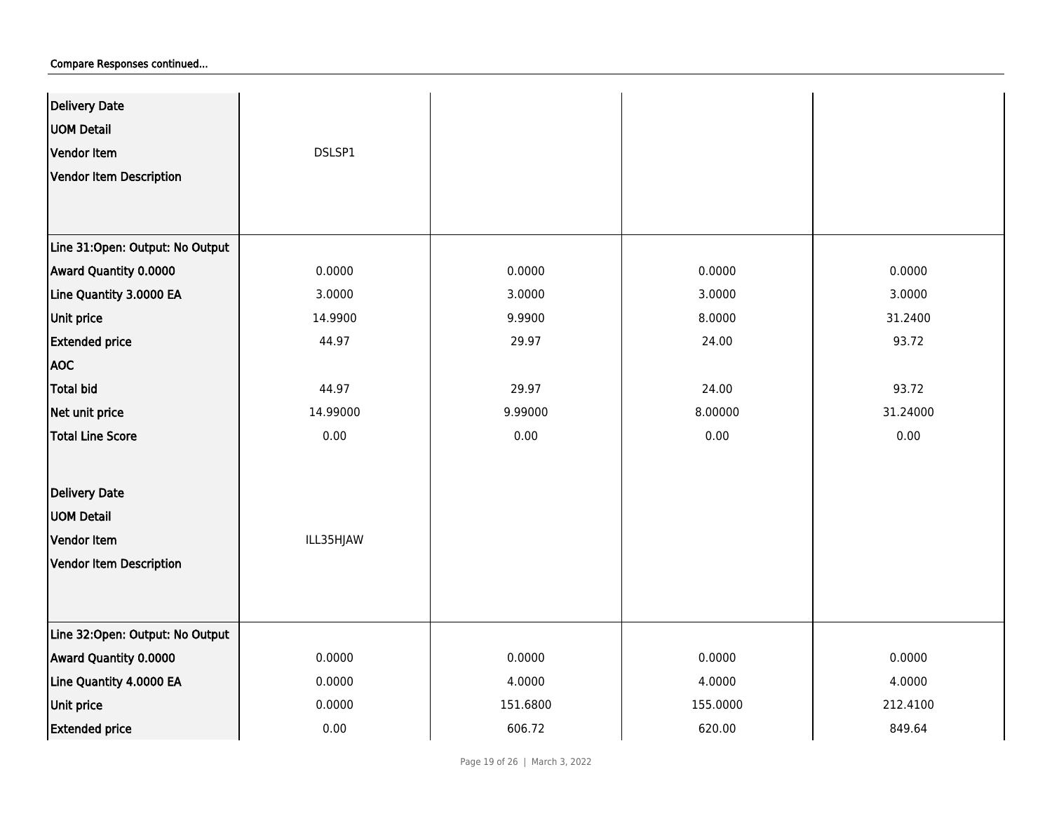Compare Responses continued...

| | | | | |
|---|---|---|---|---|
| Delivery Date | | | | |
| UOM Detail | | | | |
| Vendor Item | DSLSP1 | | | |
| Vendor Item Description | | | | |
| **Line 31:Open: Output: No Output** | | | | |
| Award Quantity 0.0000 | 0.0000 | 0.0000 | 0.0000 | 0.0000 |
| Line Quantity 3.0000 EA | 3.0000 | 3.0000 | 3.0000 | 3.0000 |
| Unit price | 14.9900 | 9.9900 | 8.0000 | 31.2400 |
| Extended price | 44.97 | 29.97 | 24.00 | 93.72 |
| AOC | | | | |
| Total bid | 44.97 | 29.97 | 24.00 | 93.72 |
| Net unit price | 14.99000 | 9.99000 | 8.00000 | 31.24000 |
| Total Line Score | 0.00 | 0.00 | 0.00 | 0.00 |
| Delivery Date | | | | |
| UOM Detail | | | | |
| Vendor Item | ILL35HJAW | | | |
| Vendor Item Description | | | | |
| **Line 32:Open: Output: No Output** | | | | |
| Award Quantity 0.0000 | 0.0000 | 0.0000 | 0.0000 | 0.0000 |
| Line Quantity 4.0000 EA | 0.0000 | 4.0000 | 4.0000 | 4.0000 |
| Unit price | 0.0000 | 151.6800 | 155.0000 | 212.4100 |
| Extended price | 0.00 | 606.72 | 620.00 | 849.64 |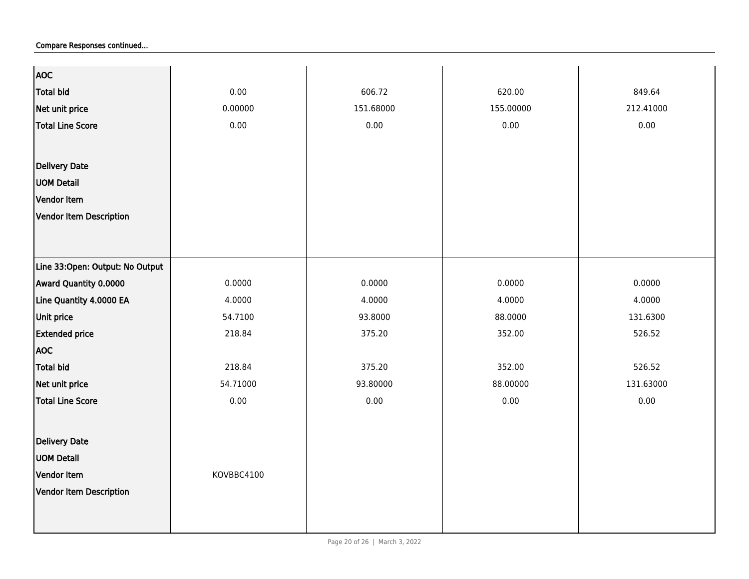Compare Responses continued...

| | | | | |
|---|---|---|---|---|
| AOC | | | | |
| Total bid | 0.00 | 606.72 | 620.00 | 849.64 |
| Net unit price | 0.00000 | 151.68000 | 155.00000 | 212.41000 |
| Total Line Score | 0.00 | 0.00 | 0.00 | 0.00 |
| Delivery Date | | | | |
| UOM Detail | | | | |
| Vendor Item | | | | |
| Vendor Item Description | | | | |
| Line 33:Open: Output: No Output | | | | |
| Award Quantity 0.0000 | 0.0000 | 0.0000 | 0.0000 | 0.0000 |
| Line Quantity 4.0000 EA | 4.0000 | 4.0000 | 4.0000 | 4.0000 |
| Unit price | 54.7100 | 93.8000 | 88.0000 | 131.6300 |
| Extended price | 218.84 | 375.20 | 352.00 | 526.52 |
| AOC | | | | |
| Total bid | 218.84 | 375.20 | 352.00 | 526.52 |
| Net unit price | 54.71000 | 93.80000 | 88.00000 | 131.63000 |
| Total Line Score | 0.00 | 0.00 | 0.00 | 0.00 |
| Delivery Date | | | | |
| UOM Detail | | | | |
| Vendor Item | KOVBBC4100 | | | |
| Vendor Item Description | | | | |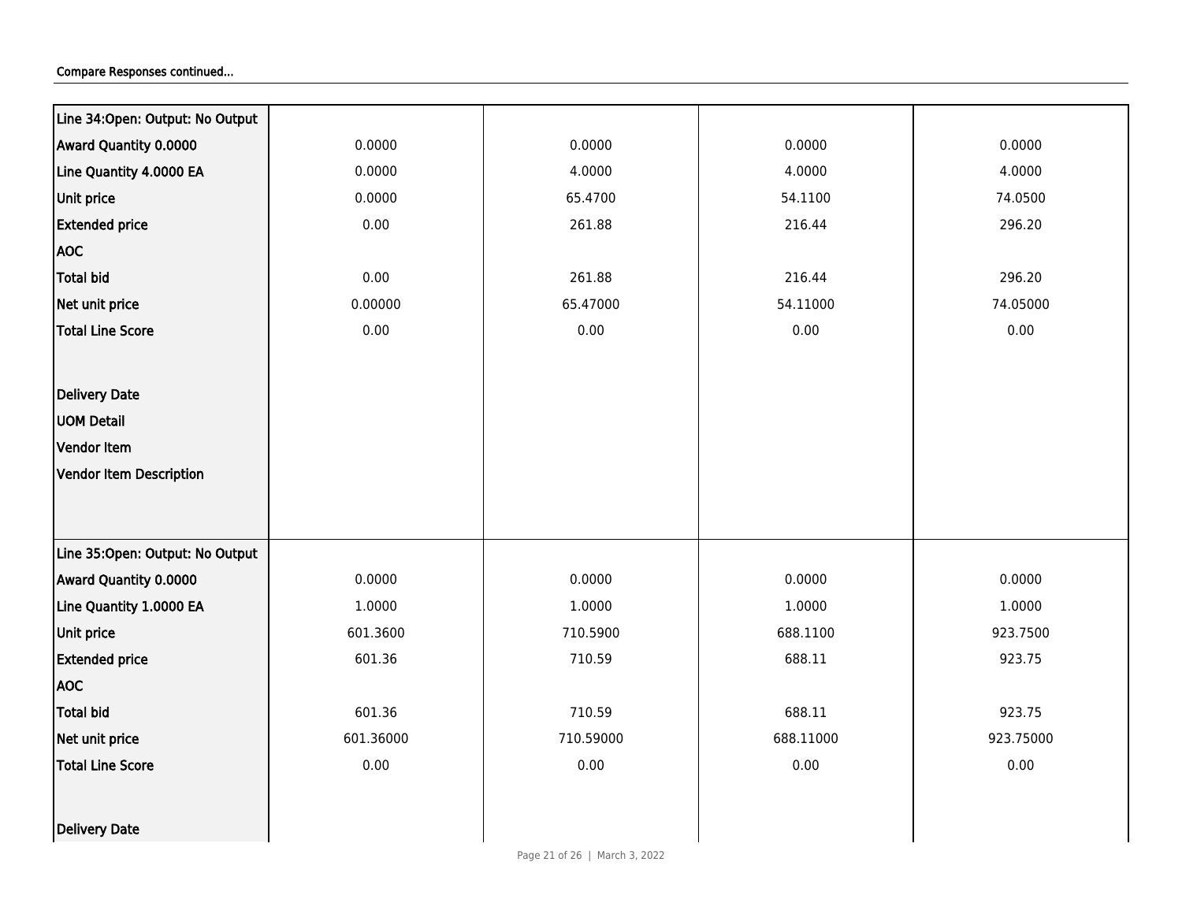**Compare Responses continued...**

| Line 34:Open: Output: No Output | | | | |
|---|---|---|---|---|
| Award Quantity 0.0000 | 0.0000 | 0.0000 | 0.0000 | 0.0000 |
| Line Quantity 4.0000 EA | 0.0000 | 4.0000 | 4.0000 | 4.0000 |
| Unit price | 0.0000 | 65.4700 | 54.1100 | 74.0500 |
| Extended price | 0.00 | 261.88 | 216.44 | 296.20 |
| AOC | | | | |
| Total bid | 0.00 | 261.88 | 216.44 | 296.20 |
| Net unit price | 0.00000 | 65.47000 | 54.11000 | 74.05000 |
| Total Line Score | 0.00 | 0.00 | 0.00 | 0.00 |
| Delivery Date | | | | |
| UOM Detail | | | | |
| Vendor Item | | | | |
| Vendor Item Description | | | | |

| Line 35:Open: Output: No Output | | | | |
|---|---|---|---|---|
| Award Quantity 0.0000 | 0.0000 | 0.0000 | 0.0000 | 0.0000 |
| Line Quantity 1.0000 EA | 1.0000 | 1.0000 | 1.0000 | 1.0000 |
| Unit price | 601.3600 | 710.5900 | 688.1100 | 923.7500 |
| Extended price | 601.36 | 710.59 | 688.11 | 923.75 |
| AOC | | | | |
| Total bid | 601.36 | 710.59 | 688.11 | 923.75 |
| Net unit price | 601.36000 | 710.59000 | 688.11000 | 923.75000 |
| Total Line Score | 0.00 | 0.00 | 0.00 | 0.00 |
| Delivery Date | | | | |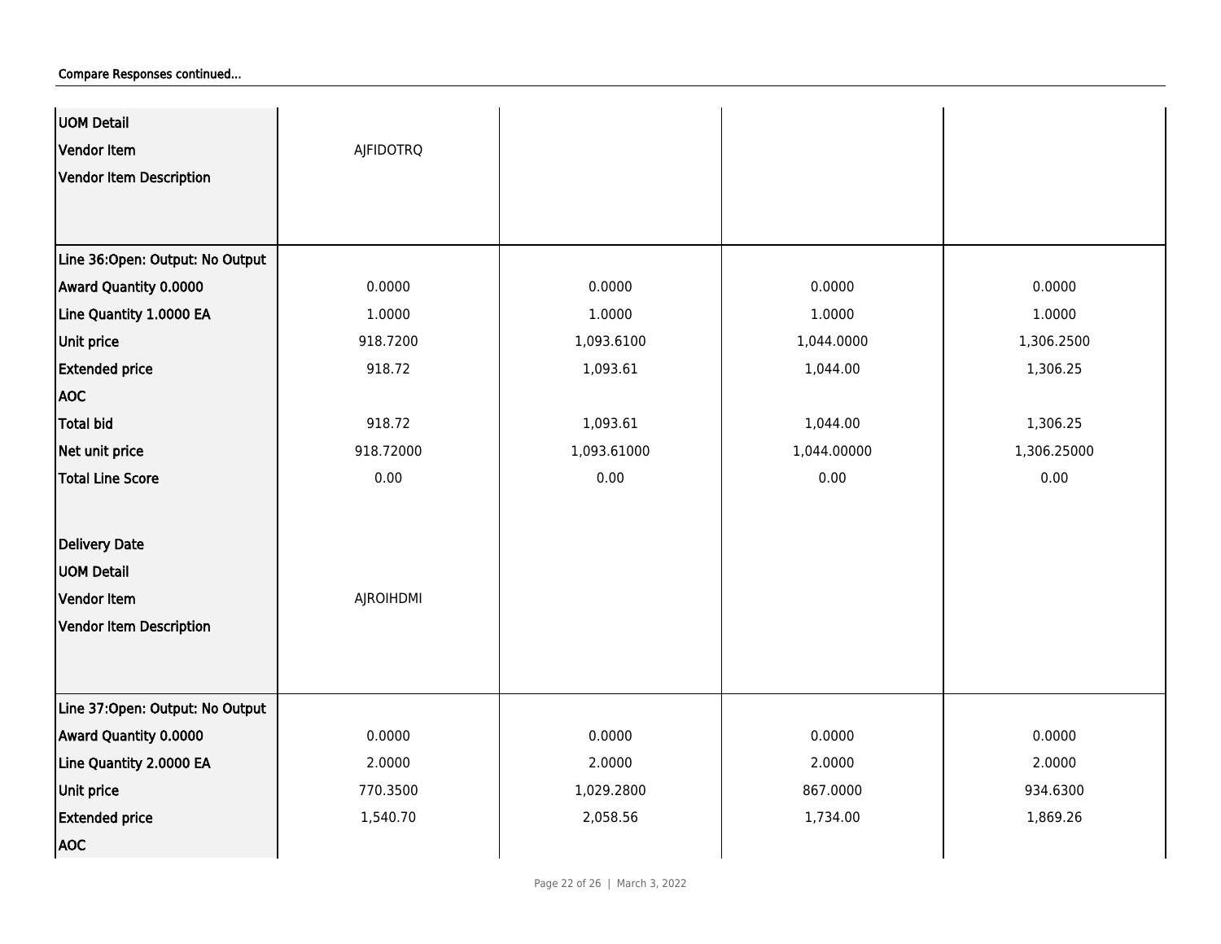Compare Responses continued...

| | | | | |
|---|---|---|---|---|
| **UOM Detail** | | | | |
| **Vendor Item** | AJFIDOTRQ | | | |
| **Vendor Item Description** | | | | |
| **Line 36:Open: Output: No Output** | | | | |
| **Award Quantity 0.0000** | 0.0000 | 0.0000 | 0.0000 | 0.0000 |
| **Line Quantity 1.0000 EA** | 1.0000 | 1.0000 | 1.0000 | 1.0000 |
| **Unit price** | 918.7200 | 1,093.6100 | 1,044.0000 | 1,306.2500 |
| **Extended price** | 918.72 | 1,093.61 | 1,044.00 | 1,306.25 |
| **AOC** | | | | |
| **Total bid** | 918.72 | 1,093.61 | 1,044.00 | 1,306.25 |
| **Net unit price** | 918.72000 | 1,093.61000 | 1,044.00000 | 1,306.25000 |
| **Total Line Score** | 0.00 | 0.00 | 0.00 | 0.00 |
| **Delivery Date** | | | | |
| **UOM Detail** | | | | |
| **Vendor Item** | AJROIHDMI | | | |
| **Vendor Item Description** | | | | |
| **Line 37:Open: Output: No Output** | | | | |
| **Award Quantity 0.0000** | 0.0000 | 0.0000 | 0.0000 | 0.0000 |
| **Line Quantity 2.0000 EA** | 2.0000 | 2.0000 | 2.0000 | 2.0000 |
| **Unit price** | 770.3500 | 1,029.2800 | 867.0000 | 934.6300 |
| **Extended price** | 1,540.70 | 2,058.56 | 1,734.00 | 1,869.26 |
| **AOC** | | | | |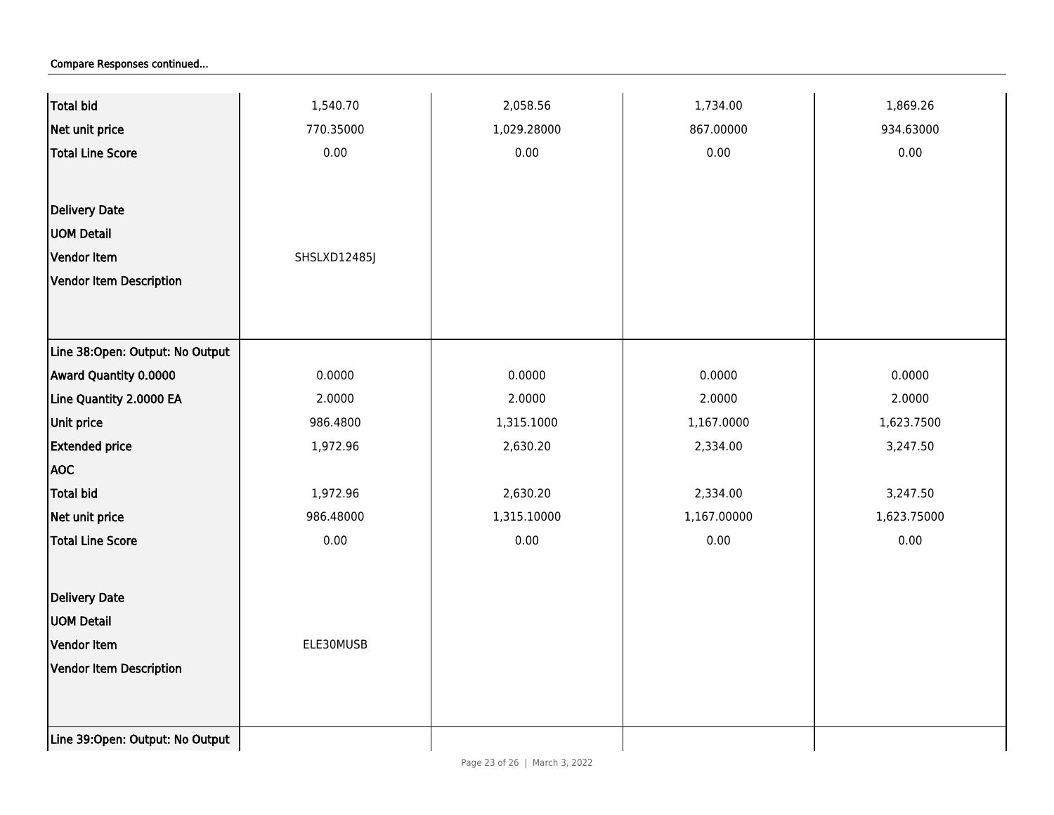Compare Responses continued...

| | | | | |
|---|---|---|---|---|
| Total bid | 1,540.70 | 2,058.56 | 1,734.00 | 1,869.26 |
| Net unit price | 770.35000 | 1,029.28000 | 867.00000 | 934.63000 |
| Total Line Score | 0.00 | 0.00 | 0.00 | 0.00 |
| Delivery Date | | | | |
| UOM Detail | | | | |
| Vendor Item | SHSLXD12485J | | | |
| Vendor Item Description | | | | |
| Line 38:Open: Output: No Output | | | | |
| Award Quantity 0.0000 | 0.0000 | 0.0000 | 0.0000 | 0.0000 |
| Line Quantity 2.0000 EA | 2.0000 | 2.0000 | 2.0000 | 2.0000 |
| Unit price | 986.4800 | 1,315.1000 | 1,167.0000 | 1,623.7500 |
| Extended price | 1,972.96 | 2,630.20 | 2,334.00 | 3,247.50 |
| AOC | | | | |
| Total bid | 1,972.96 | 2,630.20 | 2,334.00 | 3,247.50 |
| Net unit price | 986.48000 | 1,315.10000 | 1,167.00000 | 1,623.75000 |
| Total Line Score | 0.00 | 0.00 | 0.00 | 0.00 |
| Delivery Date | | | | |
| UOM Detail | | | | |
| Vendor Item | ELE30MUSB | | | |
| Vendor Item Description | | | | |
| Line 39:Open: Output: No Output | | | | |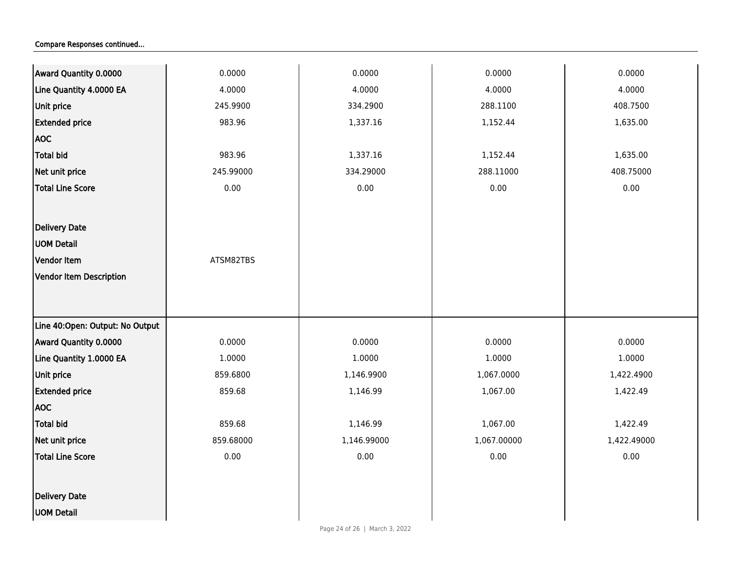Compare Responses continued...

| | | | | |
|---|---|---|---|---|
| **Award Quantity 0.0000** | 0.0000 | 0.0000 | 0.0000 | 0.0000 |
| **Line Quantity 4.0000 EA** | 4.0000 | 4.0000 | 4.0000 | 4.0000 |
| **Unit price** | 245.9900 | 334.2900 | 288.1100 | 408.7500 |
| **Extended price** | 983.96 | 1,337.16 | 1,152.44 | 1,635.00 |
| **AOC** | | | | |
| **Total bid** | 983.96 | 1,337.16 | 1,152.44 | 1,635.00 |
| **Net unit price** | 245.99000 | 334.29000 | 288.11000 | 408.75000 |
| **Total Line Score** | 0.00 | 0.00 | 0.00 | 0.00 |
| **Delivery Date** | | | | |
| **UOM Detail** | | | | |
| **Vendor Item** | ATSM82TBS | | | |
| **Vendor Item Description** | | | | |
| **Line 40:Open: Output: No Output** | | | | |
| **Award Quantity 0.0000** | 0.0000 | 0.0000 | 0.0000 | 0.0000 |
| **Line Quantity 1.0000 EA** | 1.0000 | 1.0000 | 1.0000 | 1.0000 |
| **Unit price** | 859.6800 | 1,146.9900 | 1,067.0000 | 1,422.4900 |
| **Extended price** | 859.68 | 1,146.99 | 1,067.00 | 1,422.49 |
| **AOC** | | | | |
| **Total bid** | 859.68 | 1,146.99 | 1,067.00 | 1,422.49 |
| **Net unit price** | 859.68000 | 1,146.99000 | 1,067.00000 | 1,422.49000 |
| **Total Line Score** | 0.00 | 0.00 | 0.00 | 0.00 |
| **Delivery Date** | | | | |
| **UOM Detail** | | | | |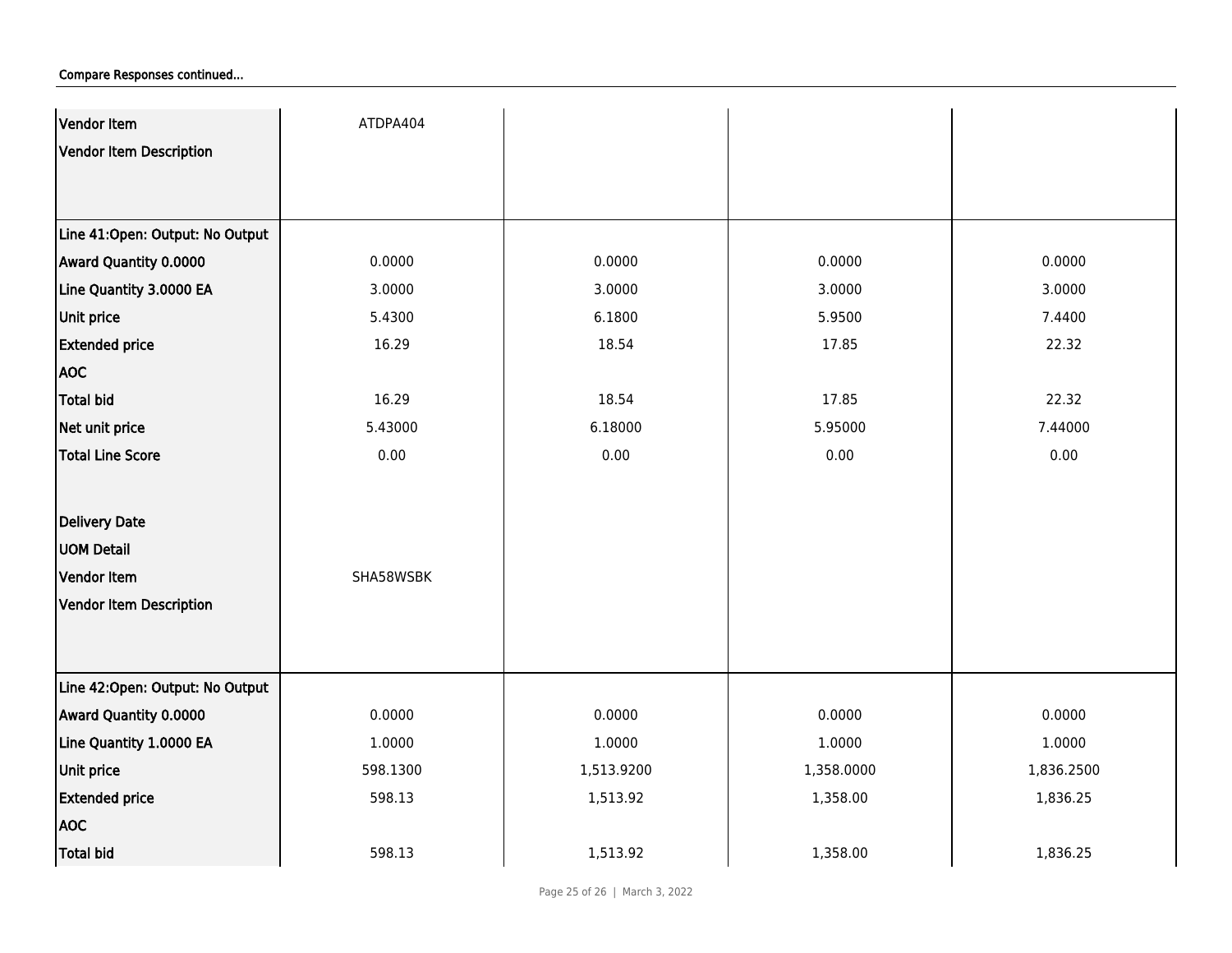Compare Responses continued...

| | | | | |
|---|---|---|---|---|
| **Vendor Item** | ATDPA404 | | | |
| **Vendor Item Description** | | | | |
| **Line 41:Open: Output: No Output** | | | | |
| **Award Quantity 0.0000** | 0.0000 | 0.0000 | 0.0000 | 0.0000 |
| **Line Quantity 3.0000 EA** | 3.0000 | 3.0000 | 3.0000 | 3.0000 |
| **Unit price** | 5.4300 | 6.1800 | 5.9500 | 7.4400 |
| **Extended price** | 16.29 | 18.54 | 17.85 | 22.32 |
| **AOC** | | | | |
| **Total bid** | 16.29 | 18.54 | 17.85 | 22.32 |
| **Net unit price** | 5.43000 | 6.18000 | 5.95000 | 7.44000 |
| **Total Line Score** | 0.00 | 0.00 | 0.00 | 0.00 |
| **Delivery Date** | | | | |
| **UOM Detail** | | | | |
| **Vendor Item** | SHA58WSBK | | | |
| **Vendor Item Description** | | | | |
| **Line 42:Open: Output: No Output** | | | | |
| **Award Quantity 0.0000** | 0.0000 | 0.0000 | 0.0000 | 0.0000 |
| **Line Quantity 1.0000 EA** | 1.0000 | 1.0000 | 1.0000 | 1.0000 |
| **Unit price** | 598.1300 | 1,513.9200 | 1,358.0000 | 1,836.2500 |
| **Extended price** | 598.13 | 1,513.92 | 1,358.00 | 1,836.25 |
| **AOC** | | | | |
| **Total bid** | 598.13 | 1,513.92 | 1,358.00 | 1,836.25 |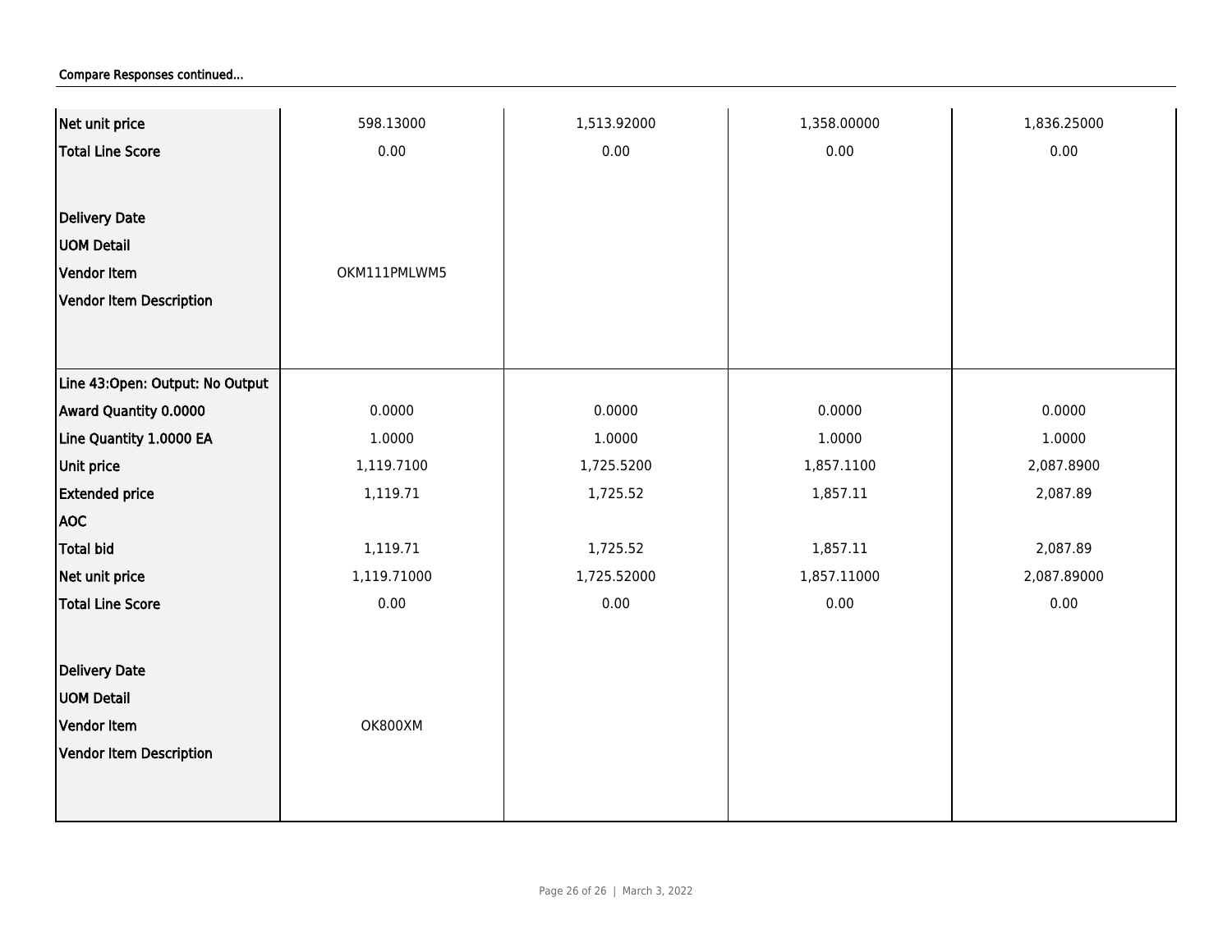Compare Responses continued...

| | | | | |
|---|---|---|---|---|
| Net unit price | 598.13000 | 1,513.92000 | 1,358.00000 | 1,836.25000 |
| Total Line Score | 0.00 | 0.00 | 0.00 | 0.00 |
| Delivery Date | | | | |
| UOM Detail | | | | |
| Vendor Item | OKM111PMLWM5 | | | |
| Vendor Item Description | | | | |
| Line 43:Open: Output: No Output | | | | |
| Award Quantity 0.0000 | 0.0000 | 0.0000 | 0.0000 | 0.0000 |
| Line Quantity 1.0000 EA | 1.0000 | 1.0000 | 1.0000 | 1.0000 |
| Unit price | 1,119.7100 | 1,725.5200 | 1,857.1100 | 2,087.8900 |
| Extended price | 1,119.71 | 1,725.52 | 1,857.11 | 2,087.89 |
| AOC | | | | |
| Total bid | 1,119.71 | 1,725.52 | 1,857.11 | 2,087.89 |
| Net unit price | 1,119.71000 | 1,725.52000 | 1,857.11000 | 2,087.89000 |
| Total Line Score | 0.00 | 0.00 | 0.00 | 0.00 |
| Delivery Date | | | | |
| UOM Detail | | | | |
| Vendor Item | OK800XM | | | |
| Vendor Item Description | | | | |